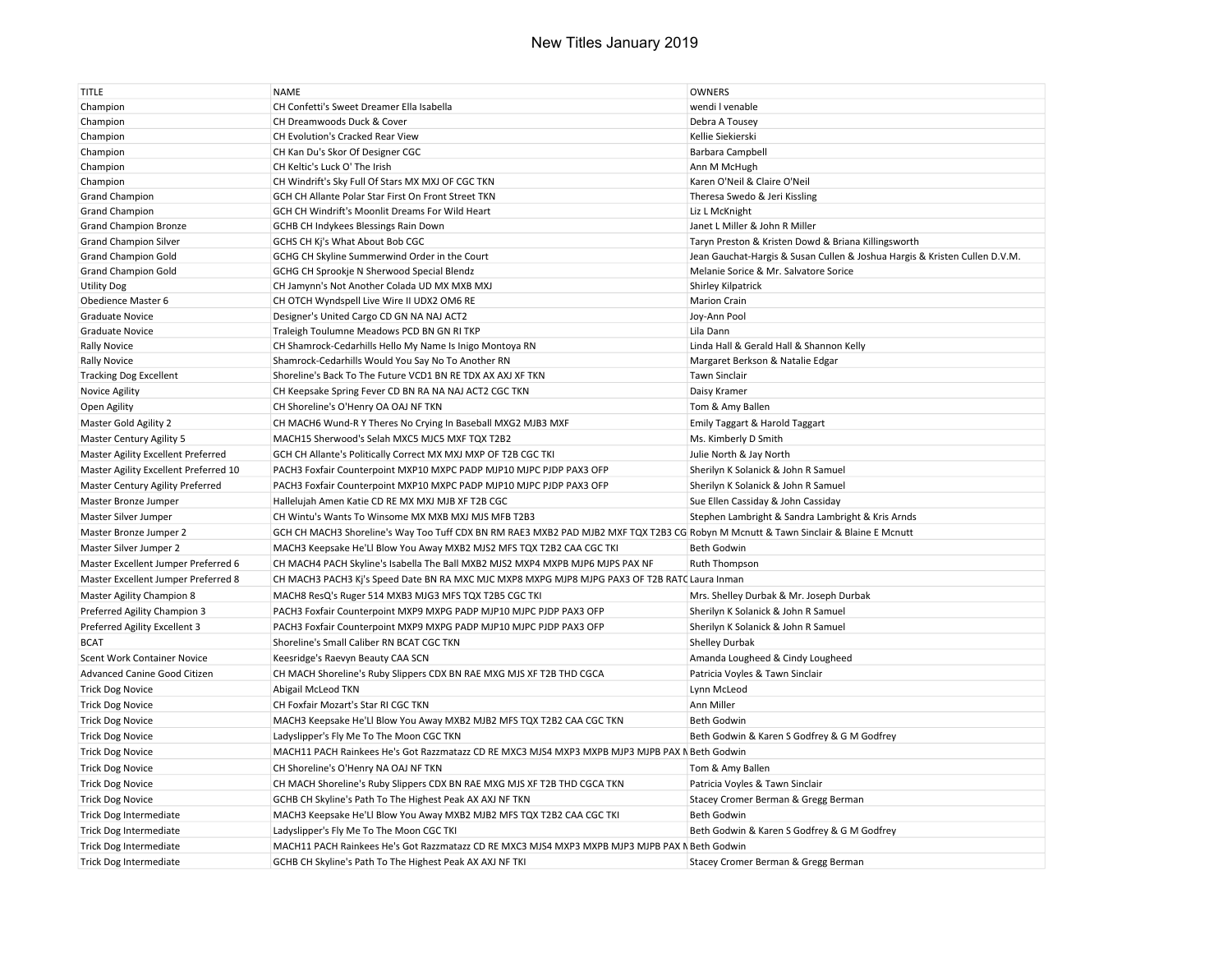# New Titles January 2019

| TITLE | NAME | OWNERS |
|---|---|---|
| Champion | CH Confetti's Sweet Dreamer Ella Isabella | wendi l venable |
| Champion | CH Dreamwoods Duck & Cover | Debra A Tousey |
| Champion | CH Evolution's Cracked Rear View | Kellie Siekierski |
| Champion | CH Kan Du's Skor Of Designer CGC | Barbara Campbell |
| Champion | CH Keltic's Luck O' The Irish | Ann M McHugh |
| Champion | CH Windrift's Sky Full Of Stars MX MXJ OF CGC TKN | Karen O'Neil & Claire O'Neil |
| Grand Champion | GCH CH Allante Polar Star First On Front Street TKN | Theresa Swedo & Jeri Kissling |
| Grand Champion | GCH CH Windrift's Moonlit Dreams For Wild Heart | Liz L McKnight |
| Grand Champion Bronze | GCHB CH Indykees Blessings Rain Down | Janet L Miller & John R Miller |
| Grand Champion Silver | GCHS CH Kj's What About Bob CGC | Taryn Preston & Kristen Dowd & Briana Killingsworth |
| Grand Champion Gold | GCHG CH Skyline Summerwind Order in the Court | Jean Gauchat-Hargis & Susan Cullen & Joshua Hargis & Kristen Cullen D.V.M. |
| Grand Champion Gold | GCHG CH Sprookje N Sherwood Special Blendz | Melanie Sorice & Mr. Salvatore Sorice |
| Utility Dog | CH Jamynn's Not Another Colada UD MX MXB MXJ | Shirley Kilpatrick |
| Obedience Master 6 | CH OTCH Wyndspell Live Wire II UDX2 OM6 RE | Marion Crain |
| Graduate Novice | Designer's United Cargo CD GN NA NAJ ACT2 | Joy-Ann Pool |
| Graduate Novice | Traleigh Toulumne Meadows PCD BN GN RI TKP | Lila Dann |
| Rally Novice | CH Shamrock-Cedarhills Hello My Name Is Inigo Montoya RN | Linda Hall & Gerald Hall & Shannon Kelly |
| Rally Novice | Shamrock-Cedarhills Would You Say No To Another RN | Margaret Berkson & Natalie Edgar |
| Tracking Dog Excellent | Shoreline's Back To The Future VCD1 BN RE TDX AX AXJ XF TKN | Tawn Sinclair |
| Novice Agility | CH Keepsake Spring Fever CD BN RA NA NAJ ACT2 CGC TKN | Daisy Kramer |
| Open Agility | CH Shoreline's O'Henry OA OAJ NF TKN | Tom & Amy Ballen |
| Master Gold Agility 2 | CH MACH6 Wund-R Y Theres No Crying In Baseball MXG2 MJB3 MXF | Emily Taggart & Harold Taggart |
| Master Century Agility 5 | MACH15 Sherwood's Selah MXC5 MJC5 MXF TQX T2B2 | Ms. Kimberly D Smith |
| Master Agility Excellent Preferred | GCH CH Allante's Politically Correct MX MXJ MXP OF T2B CGC TKI | Julie North & Jay North |
| Master Agility Excellent Preferred 10 | PACH3 Foxfair Counterpoint MXP10 MXPC PADP MJP10 MJPC PJDP PAX3 OFP | Sherilyn K Solanick & John R Samuel |
| Master Century Agility Preferred | PACH3 Foxfair Counterpoint MXP10 MXPC PADP MJP10 MJPC PJDP PAX3 OFP | Sherilyn K Solanick & John R Samuel |
| Master Bronze Jumper | Hallelujah Amen Katie CD RE MX MXJ MJB XF T2B CGC | Sue Ellen Cassiday & John Cassiday |
| Master Silver Jumper | CH Wintu's Wants To Winsome MX MXB MXJ MJS MFB T2B3 | Stephen Lambright & Sandra Lambright & Kris Arnds |
| Master Bronze Jumper 2 | GCH CH MACH3 Shoreline's Way Too Tuff CDX BN RM RAE3 MXB2 PAD MJB2 MXF TQX T2B3 CG | Robyn M Mcnutt & Tawn Sinclair & Blaine E Mcnutt |
| Master Silver Jumper 2 | MACH3 Keepsake He'Ll Blow You Away MXB2 MJS2 MFS TQX T2B2 CAA CGC TKI | Beth Godwin |
| Master Excellent Jumper Preferred 6 | CH MACH4 PACH Skyline's Isabella The Ball MXB2 MJS2 MXP4 MXPB MJP6 MJPS PAX NF | Ruth Thompson |
| Master Excellent Jumper Preferred 8 | CH MACH3 PACH3 Kj's Speed Date BN RA MXC MJC MXP8 MXPG MJP8 MJPG PAX3 OF T2B RATC | Laura Inman |
| Master Agility Champion 8 | MACH8 ResQ's Ruger 514 MXB3 MJG3 MFS TQX T2B5 CGC TKI | Mrs. Shelley Durbak & Mr. Joseph Durbak |
| Preferred Agility Champion 3 | PACH3 Foxfair Counterpoint MXP9 MXPG PADP MJP10 MJPC PJDP PAX3 OFP | Sherilyn K Solanick & John R Samuel |
| Preferred Agility Excellent 3 | PACH3 Foxfair Counterpoint MXP9 MXPG PADP MJP10 MJPC PJDP PAX3 OFP | Sherilyn K Solanick & John R Samuel |
| BCAT | Shoreline's Small Caliber RN BCAT CGC TKN | Shelley Durbak |
| Scent Work Container Novice | Keesridge's Raevyn Beauty CAA SCN | Amanda Lougheed & Cindy Lougheed |
| Advanced Canine Good Citizen | CH MACH Shoreline's Ruby Slippers CDX BN RAE MXG MJS XF T2B THD CGCA | Patricia Voyles & Tawn Sinclair |
| Trick Dog Novice | Abigail McLeod TKN | Lynn McLeod |
| Trick Dog Novice | CH Foxfair Mozart's Star RI CGC TKN | Ann Miller |
| Trick Dog Novice | MACH3 Keepsake He'Ll Blow You Away MXB2 MJB2 MFS TQX T2B2 CAA CGC TKN | Beth Godwin |
| Trick Dog Novice | Ladyslipper's Fly Me To The Moon CGC TKN | Beth Godwin & Karen S Godfrey & G M Godfrey |
| Trick Dog Novice | MACH11 PACH Rainkees He's Got Razzmatazz CD RE MXC3 MJS4 MXP3 MXPB MJP3 MJPB PAX N | Beth Godwin |
| Trick Dog Novice | CH Shoreline's O'Henry NA OAJ NF TKN | Tom & Amy Ballen |
| Trick Dog Novice | CH MACH Shoreline's Ruby Slippers CDX BN RAE MXG MJS XF T2B THD CGCA TKN | Patricia Voyles & Tawn Sinclair |
| Trick Dog Novice | GCHB CH Skyline's Path To The Highest Peak AX AXJ NF TKN | Stacey Cromer Berman & Gregg Berman |
| Trick Dog Intermediate | MACH3 Keepsake He'Ll Blow You Away MXB2 MJB2 MFS TQX T2B2 CAA CGC TKI | Beth Godwin |
| Trick Dog Intermediate | Ladyslipper's Fly Me To The Moon CGC TKI | Beth Godwin & Karen S Godfrey & G M Godfrey |
| Trick Dog Intermediate | MACH11 PACH Rainkees He's Got Razzmatazz CD RE MXC3 MJS4 MXP3 MXPB MJP3 MJPB PAX N | Beth Godwin |
| Trick Dog Intermediate | GCHB CH Skyline's Path To The Highest Peak AX AXJ NF TKI | Stacey Cromer Berman & Gregg Berman |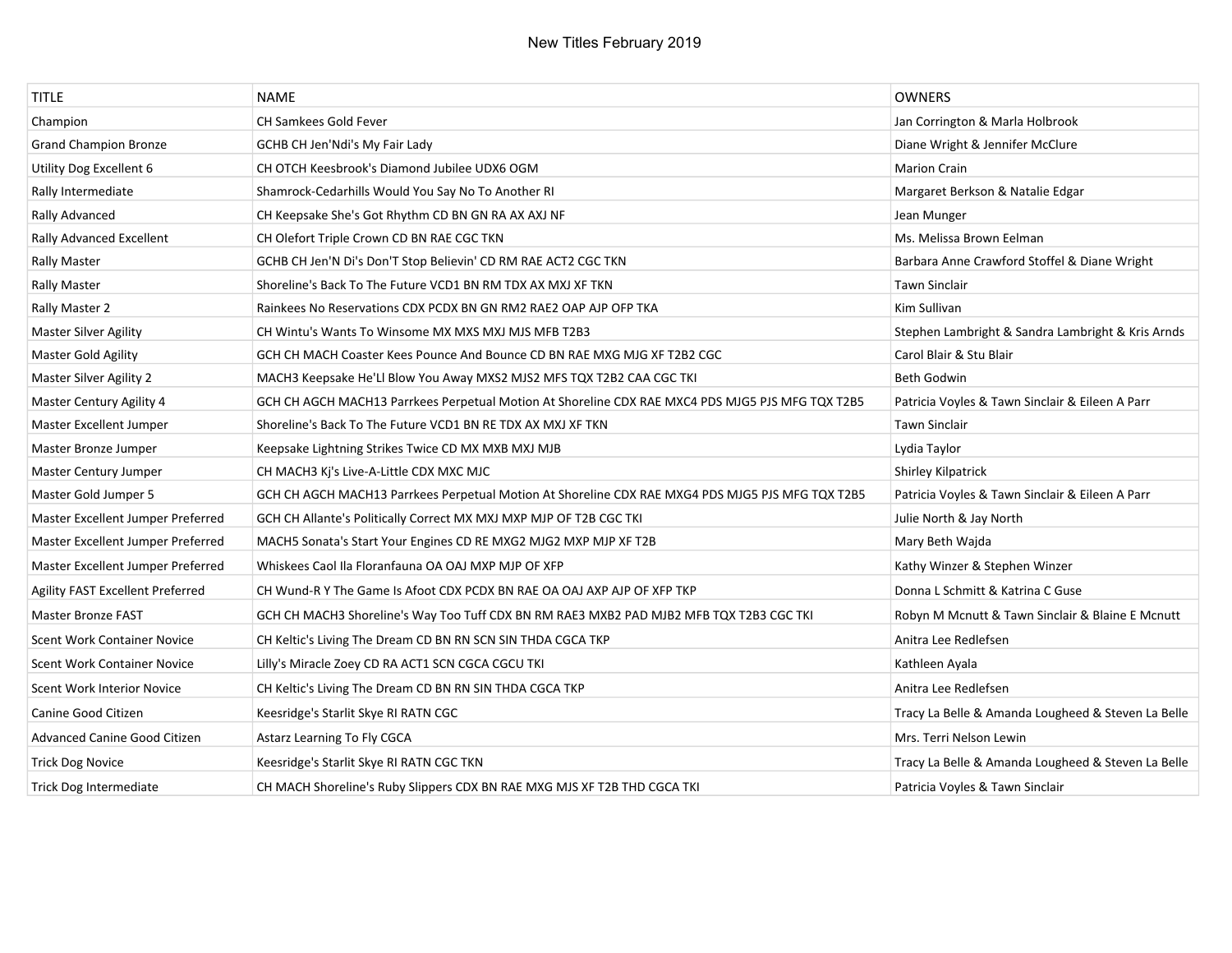# New Titles February 2019

| TITLE | NAME | OWNERS |
|---|---|---|
| Champion | CH Samkees Gold Fever | Jan Corrington & Marla Holbrook |
| Grand Champion Bronze | GCHB CH Jen'Ndi's My Fair Lady | Diane Wright & Jennifer McClure |
| Utility Dog Excellent 6 | CH OTCH Keesbrook's Diamond Jubilee UDX6 OGM | Marion Crain |
| Rally Intermediate | Shamrock-Cedarhills Would You Say No To Another RI | Margaret Berkson & Natalie Edgar |
| Rally Advanced | CH Keepsake She's Got Rhythm CD BN GN RA AX AXJ NF | Jean Munger |
| Rally Advanced Excellent | CH Olefort Triple Crown CD BN RAE CGC TKN | Ms. Melissa Brown Eelman |
| Rally Master | GCHB CH Jen'N Di's Don'T Stop Believin' CD RM RAE ACT2 CGC TKN | Barbara Anne Crawford Stoffel & Diane Wright |
| Rally Master | Shoreline's Back To The Future VCD1 BN RM TDX AX MXJ XF TKN | Tawn Sinclair |
| Rally Master 2 | Rainkees No Reservations CDX PCDX BN GN RM2 RAE2 OAP AJP OFP TKA | Kim Sullivan |
| Master Silver Agility | CH Wintu's Wants To Winsome MX MXS MXJ MJS MFB T2B3 | Stephen Lambright & Sandra Lambright & Kris Arnds |
| Master Gold Agility | GCH CH MACH Coaster Kees Pounce And Bounce CD BN RAE MXG MJG XF T2B2 CGC | Carol Blair & Stu Blair |
| Master Silver Agility 2 | MACH3 Keepsake He'Ll Blow You Away MXS2 MJS2 MFS TQX T2B2 CAA CGC TKI | Beth Godwin |
| Master Century Agility 4 | GCH CH AGCH MACH13 Parrkees Perpetual Motion At Shoreline CDX RAE MXC4 PDS MJG5 PJS MFG TQX T2B5 | Patricia Voyles & Tawn Sinclair & Eileen A Parr |
| Master Excellent Jumper | Shoreline's Back To The Future VCD1 BN RE TDX AX MXJ XF TKN | Tawn Sinclair |
| Master Bronze Jumper | Keepsake Lightning Strikes Twice CD MX MXB MXJ MJB | Lydia Taylor |
| Master Century Jumper | CH MACH3 Kj's Live-A-Little CDX MXC MJC | Shirley Kilpatrick |
| Master Gold Jumper 5 | GCH CH AGCH MACH13 Parrkees Perpetual Motion At Shoreline CDX RAE MXG4 PDS MJG5 PJS MFG TQX T2B5 | Patricia Voyles & Tawn Sinclair & Eileen A Parr |
| Master Excellent Jumper Preferred | GCH CH Allante's Politically Correct MX MXJ MXP MJP OF T2B CGC TKI | Julie North & Jay North |
| Master Excellent Jumper Preferred | MACH5 Sonata's Start Your Engines CD RE MXG2 MJG2 MXP MJP XF T2B | Mary Beth Wajda |
| Master Excellent Jumper Preferred | Whiskees Caol Ila Floranfauna OA OAJ MXP MJP OF XFP | Kathy Winzer & Stephen Winzer |
| Agility FAST Excellent Preferred | CH Wund-R Y The Game Is Afoot CDX PCDX BN RAE OA OAJ AXP AJP OF XFP TKP | Donna L Schmitt & Katrina C Guse |
| Master Bronze FAST | GCH CH MACH3 Shoreline's Way Too Tuff CDX BN RM RAE3 MXB2 PAD MJB2 MFB TQX T2B3 CGC TKI | Robyn M Mcnutt & Tawn Sinclair & Blaine E Mcnutt |
| Scent Work Container Novice | CH Keltic's Living The Dream CD BN RN SCN SIN THDA CGCA TKP | Anitra Lee Redlefsen |
| Scent Work Container Novice | Lilly's Miracle Zoey CD RA ACT1 SCN CGCA CGCU TKI | Kathleen Ayala |
| Scent Work Interior Novice | CH Keltic's Living The Dream CD BN RN SIN THDA CGCA TKP | Anitra Lee Redlefsen |
| Canine Good Citizen | Keesridge's Starlit Skye RI RATN CGC | Tracy La Belle & Amanda Lougheed & Steven La Belle |
| Advanced Canine Good Citizen | Astarz Learning To Fly CGCA | Mrs. Terri Nelson Lewin |
| Trick Dog Novice | Keesridge's Starlit Skye RI RATN CGC TKN | Tracy La Belle & Amanda Lougheed & Steven La Belle |
| Trick Dog Intermediate | CH MACH Shoreline's Ruby Slippers CDX BN RAE MXG MJS XF T2B THD CGCA TKI | Patricia Voyles & Tawn Sinclair |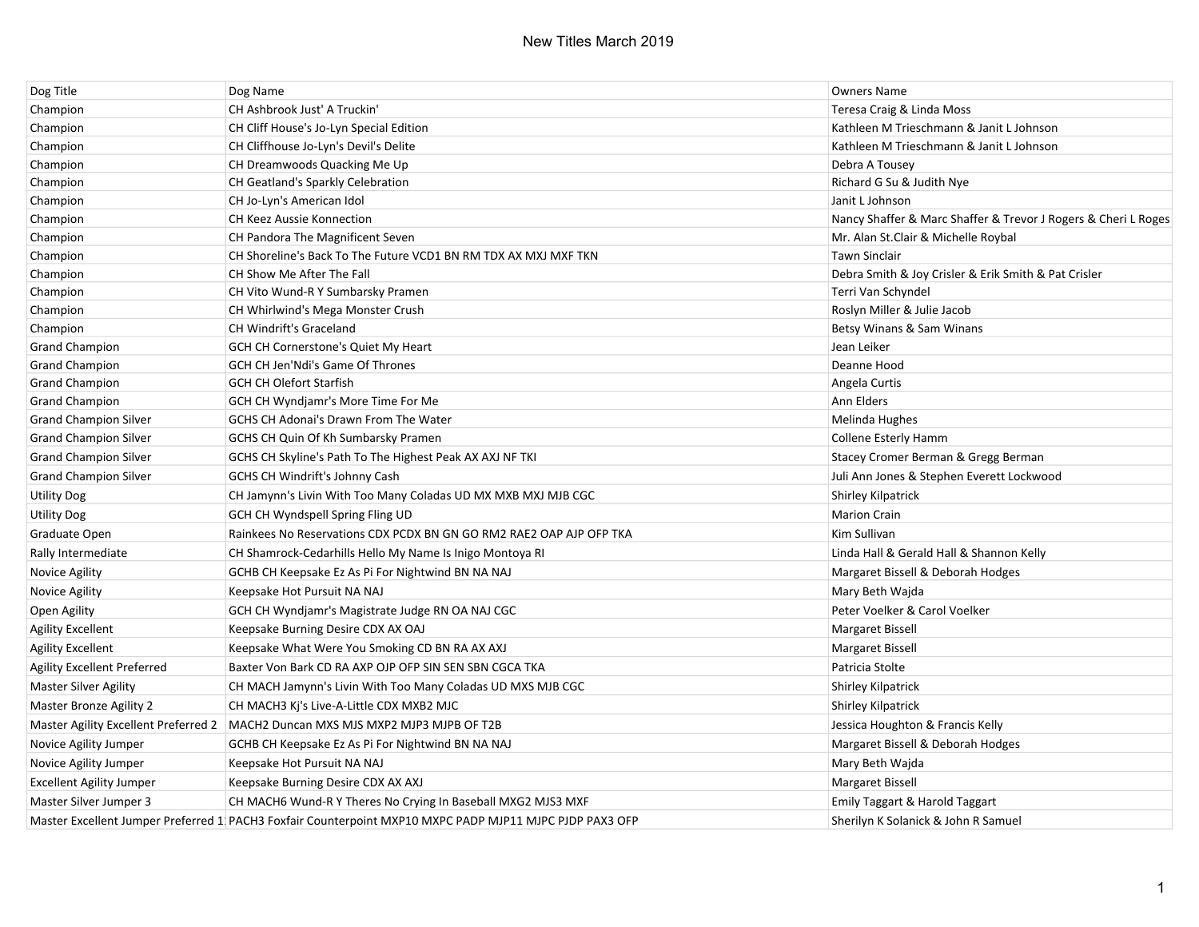# New Titles March 2019

| Dog Title | Dog Name | Owners Name |
| --- | --- | --- |
| Champion | CH Ashbrook Just' A Truckin' | Teresa Craig & Linda Moss |
| Champion | CH Cliff House's Jo-Lyn Special Edition | Kathleen M Trieschmann & Janit L Johnson |
| Champion | CH Cliffhouse Jo-Lyn's Devil's Delite | Kathleen M Trieschmann & Janit L Johnson |
| Champion | CH Dreamwoods Quacking Me Up | Debra A Tousey |
| Champion | CH Geatland's Sparkly Celebration | Richard G Su & Judith Nye |
| Champion | CH Jo-Lyn's American Idol | Janit L Johnson |
| Champion | CH Keez Aussie Konnection | Nancy Shaffer & Marc Shaffer & Trevor J Rogers & Cheri L Roges |
| Champion | CH Pandora The Magnificent Seven | Mr. Alan St.Clair & Michelle Roybal |
| Champion | CH Shoreline's Back To The Future VCD1 BN RM TDX AX MXJ MXF TKN | Tawn Sinclair |
| Champion | CH Show Me After The Fall | Debra Smith & Joy Crisler & Erik Smith & Pat Crisler |
| Champion | CH Vito Wund-R Y Sumbarsky Pramen | Terri Van Schyndel |
| Champion | CH Whirlwind's Mega Monster Crush | Roslyn Miller & Julie Jacob |
| Champion | CH Windrift's Graceland | Betsy Winans & Sam Winans |
| Grand Champion | GCH CH Cornerstone's Quiet My Heart | Jean Leiker |
| Grand Champion | GCH CH Jen'Ndi's Game Of Thrones | Deanne Hood |
| Grand Champion | GCH CH Olefort Starfish | Angela Curtis |
| Grand Champion | GCH CH Wyndjamr's More Time For Me | Ann Elders |
| Grand Champion Silver | GCHS CH Adonai's Drawn From The Water | Melinda Hughes |
| Grand Champion Silver | GCHS CH Quin Of Kh Sumbarsky Pramen | Collene Esterly Hamm |
| Grand Champion Silver | GCHS CH Skyline's Path To The Highest Peak AX AXJ NF TKI | Stacey Cromer Berman & Gregg Berman |
| Grand Champion Silver | GCHS CH Windrift's Johnny Cash | Juli Ann Jones & Stephen Everett Lockwood |
| Utility Dog | CH Jamynn's Livin With Too Many Coladas UD MX MXB MXJ MJB CGC | Shirley Kilpatrick |
| Utility Dog | GCH CH Wyndspell Spring Fling UD | Marion Crain |
| Graduate Open | Rainkees No Reservations CDX PCDX BN GN GO RM2 RAE2 OAP AJP OFP TKA | Kim Sullivan |
| Rally Intermediate | CH Shamrock-Cedarhills Hello My Name Is Inigo Montoya RI | Linda Hall & Gerald Hall & Shannon Kelly |
| Novice Agility | GCHB CH Keepsake Ez As Pi For Nightwind BN NA NAJ | Margaret Bissell & Deborah Hodges |
| Novice Agility | Keepsake Hot Pursuit NA NAJ | Mary Beth Wajda |
| Open Agility | GCH CH Wyndjamr's Magistrate Judge RN OA NAJ CGC | Peter Voelker & Carol Voelker |
| Agility Excellent | Keepsake Burning Desire CDX AX OAJ | Margaret Bissell |
| Agility Excellent | Keepsake What Were You Smoking CD BN RA AX AXJ | Margaret Bissell |
| Agility Excellent Preferred | Baxter Von Bark CD RA AXP OJP OFP SIN SEN SBN CGCA TKA | Patricia Stolte |
| Master Silver Agility | CH MACH Jamynn's Livin With Too Many Coladas UD MXS MJB CGC | Shirley Kilpatrick |
| Master Bronze Agility 2 | CH MACH3 Kj's Live-A-Little CDX MXB2 MJC | Shirley Kilpatrick |
| Master Agility Excellent Preferred 2 | MACH2 Duncan MXS MJS MXP2 MJP3 MJPB OF T2B | Jessica Houghton & Francis Kelly |
| Novice Agility Jumper | GCHB CH Keepsake Ez As Pi For Nightwind BN NA NAJ | Margaret Bissell & Deborah Hodges |
| Novice Agility Jumper | Keepsake Hot Pursuit NA NAJ | Mary Beth Wajda |
| Excellent Agility Jumper | Keepsake Burning Desire CDX AX AXJ | Margaret Bissell |
| Master Silver Jumper 3 | CH MACH6 Wund-R Y Theres No Crying In Baseball MXG2 MJS3 MXF | Emily Taggart & Harold Taggart |
| Master Excellent Jumper Preferred 1 | PACH3 Foxfair Counterpoint MXP10 MXPC PADP MJP11 MJPC PJDP PAX3 OFP | Sherilyn K Solanick & John R Samuel |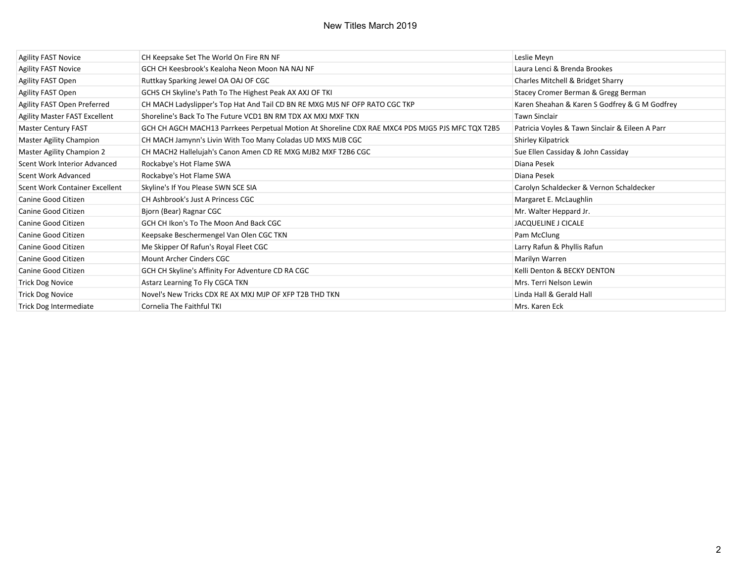# New Titles March 2019

| | | |
|---|---|---|
| Agility FAST Novice | CH Keepsake Set The World On Fire RN NF | Leslie Meyn |
| Agility FAST Novice | GCH CH Keesbrook's Kealoha Neon Moon NA NAJ NF | Laura Lenci & Brenda Brookes |
| Agility FAST Open | Ruttkay Sparking Jewel OA OAJ OF CGC | Charles Mitchell & Bridget Sharry |
| Agility FAST Open | GCHS CH Skyline's Path To The Highest Peak AX AXJ OF TKI | Stacey Cromer Berman & Gregg Berman |
| Agility FAST Open Preferred | CH MACH Ladyslipper's Top Hat And Tail CD BN RE MXG MJS NF OFP RATO CGC TKP | Karen Sheahan & Karen S Godfrey & G M Godfrey |
| Agility Master FAST Excellent | Shoreline's Back To The Future VCD1 BN RM TDX AX MXJ MXF TKN | Tawn Sinclair |
| Master Century FAST | GCH CH AGCH MACH13 Parrkees Perpetual Motion At Shoreline CDX RAE MXC4 PDS MJG5 PJS MFC TQX T2B5 | Patricia Voyles & Tawn Sinclair & Eileen A Parr |
| Master Agility Champion | CH MACH Jamynn's Livin With Too Many Coladas UD MXS MJB CGC | Shirley Kilpatrick |
| Master Agility Champion 2 | CH MACH2 Hallelujah's Canon Amen CD RE MXG MJB2 MXF T2B6 CGC | Sue Ellen Cassiday & John Cassiday |
| Scent Work Interior Advanced | Rockabye's Hot Flame SWA | Diana Pesek |
| Scent Work Advanced | Rockabye's Hot Flame SWA | Diana Pesek |
| Scent Work Container Excellent | Skyline's If You Please SWN SCE SIA | Carolyn Schaldecker & Vernon Schaldecker |
| Canine Good Citizen | CH Ashbrook's Just A Princess CGC | Margaret E. McLaughlin |
| Canine Good Citizen | Bjorn (Bear) Ragnar CGC | Mr. Walter Heppard Jr. |
| Canine Good Citizen | GCH CH Ikon's To The Moon And Back CGC | JACQUELINE J CICALE |
| Canine Good Citizen | Keepsake Beschermengel Van Olen CGC TKN | Pam McClung |
| Canine Good Citizen | Me Skipper Of Rafun's Royal Fleet CGC | Larry Rafun & Phyllis Rafun |
| Canine Good Citizen | Mount Archer Cinders CGC | Marilyn Warren |
| Canine Good Citizen | GCH CH Skyline's Affinity For Adventure CD RA CGC | Kelli Denton & BECKY DENTON |
| Trick Dog Novice | Astarz Learning To Fly CGCA TKN | Mrs. Terri Nelson Lewin |
| Trick Dog Novice | Novel's New Tricks CDX RE AX MXJ MJP OF XFP T2B THD TKN | Linda Hall & Gerald Hall |
| Trick Dog Intermediate | Cornelia The Faithful TKI | Mrs. Karen Eck |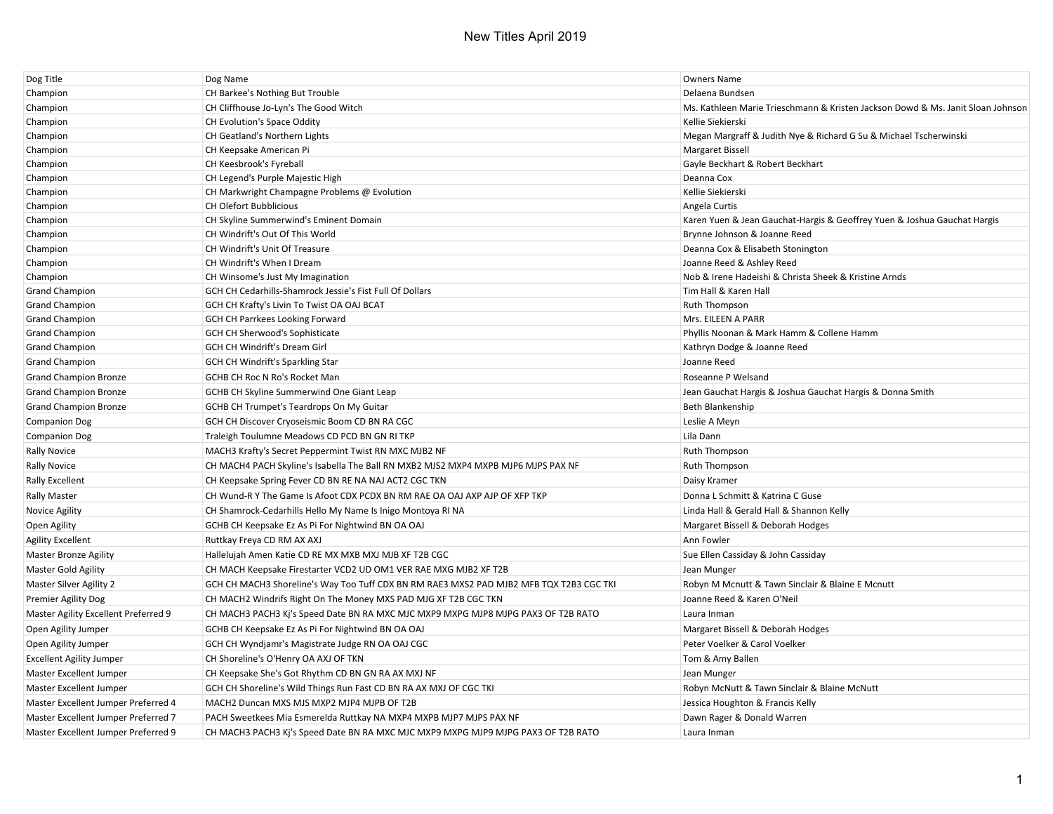# New Titles April 2019

| Dog Title | Dog Name | Owners Name |
|---|---|---|
| Champion | CH Barkee's Nothing But Trouble | Delaena Bundsen |
| Champion | CH Cliffhouse Jo-Lyn's The Good Witch | Ms. Kathleen Marie Trieschmann & Kristen Jackson Dowd & Ms. Janit Sloan Johnson |
| Champion | CH Evolution's Space Oddity | Kellie Siekierski |
| Champion | CH Geatland's Northern Lights | Megan Margraff & Judith Nye & Richard G Su & Michael Tscherwinski |
| Champion | CH Keepsake American Pi | Margaret Bissell |
| Champion | CH Keesbrook's Fyreball | Gayle Beckhart & Robert Beckhart |
| Champion | CH Legend's Purple Majestic High | Deanna Cox |
| Champion | CH Markwright Champagne Problems @ Evolution | Kellie Siekierski |
| Champion | CH Olefort Bubblicious | Angela Curtis |
| Champion | CH Skyline Summerwind's Eminent Domain | Karen Yuen & Jean Gauchat-Hargis & Geoffrey Yuen & Joshua Gauchat Hargis |
| Champion | CH Windrift's Out Of This World | Brynne Johnson & Joanne Reed |
| Champion | CH Windrift's Unit Of Treasure | Deanna Cox & Elisabeth Stonington |
| Champion | CH Windrift's When I Dream | Joanne Reed & Ashley Reed |
| Champion | CH Winsome's Just My Imagination | Nob & Irene Hadeishi & Christa Sheek & Kristine Arnds |
| Grand Champion | GCH CH Cedarhills-Shamrock Jessie's Fist Full Of Dollars | Tim Hall & Karen Hall |
| Grand Champion | GCH CH Krafty's Livin To Twist OA OAJ BCAT | Ruth Thompson |
| Grand Champion | GCH CH Parrkees Looking Forward | Mrs. EILEEN A PARR |
| Grand Champion | GCH CH Sherwood's Sophisticate | Phyllis Noonan & Mark Hamm & Collene Hamm |
| Grand Champion | GCH CH Windrift's Dream Girl | Kathryn Dodge & Joanne Reed |
| Grand Champion | GCH CH Windrift's Sparkling Star | Joanne Reed |
| Grand Champion Bronze | GCHB CH Roc N Ro's Rocket Man | Roseanne P Welsand |
| Grand Champion Bronze | GCHB CH Skyline Summerwind One Giant Leap | Jean Gauchat Hargis & Joshua Gauchat Hargis & Donna Smith |
| Grand Champion Bronze | GCHB CH Trumpet's Teardrops On My Guitar | Beth Blankenship |
| Companion Dog | GCH CH Discover Cryoseismic Boom CD BN RA CGC | Leslie A Meyn |
| Companion Dog | Traleigh Toulumne Meadows CD PCD BN GN RI TKP | Lila Dann |
| Rally Novice | MACH3 Krafty's Secret Peppermint Twist RN MXC MJB2 NF | Ruth Thompson |
| Rally Novice | CH MACH4 PACH Skyline's Isabella The Ball RN MXB2 MJS2 MXP4 MXPB MJP6 MJPS PAX NF | Ruth Thompson |
| Rally Excellent | CH Keepsake Spring Fever CD BN RE NA NAJ ACT2 CGC TKN | Daisy Kramer |
| Rally Master | CH Wund-R Y The Game Is Afoot CDX PCDX BN RM RAE OA OAJ AXP AJP OF XFP TKP | Donna L Schmitt & Katrina C Guse |
| Novice Agility | CH Shamrock-Cedarhills Hello My Name Is Inigo Montoya RI NA | Linda Hall & Gerald Hall & Shannon Kelly |
| Open Agility | GCHB CH Keepsake Ez As Pi For Nightwind BN OA OAJ | Margaret Bissell & Deborah Hodges |
| Agility Excellent | Ruttkay Freya CD RM AX AXJ | Ann Fowler |
| Master Bronze Agility | Hallelujah Amen Katie CD RE MX MXB MXJ MJB XF T2B CGC | Sue Ellen Cassiday & John Cassiday |
| Master Gold Agility | CH MACH Keepsake Firestarter VCD2 UD OM1 VER RAE MXG MJB2 XF T2B | Jean Munger |
| Master Silver Agility 2 | GCH CH MACH3 Shoreline's Way Too Tuff CDX BN RM RAE3 MXS2 PAD MJB2 MFB TQX T2B3 CGC TKI | Robyn M Mcnutt & Tawn Sinclair & Blaine E Mcnutt |
| Premier Agility Dog | CH MACH2 Windrifs Right On The Money MXS PAD MJG XF T2B CGC TKN | Joanne Reed & Karen O'Neil |
| Master Agility Excellent Preferred 9 | CH MACH3 PACH3 Kj's Speed Date BN RA MXC MJC MXP9 MXPG MJP8 MJPG PAX3 OF T2B RATO | Laura Inman |
| Open Agility Jumper | GCHB CH Keepsake Ez As Pi For Nightwind BN OA OAJ | Margaret Bissell & Deborah Hodges |
| Open Agility Jumper | GCH CH Wyndjamr's Magistrate Judge RN OA OAJ CGC | Peter Voelker & Carol Voelker |
| Excellent Agility Jumper | CH Shoreline's O'Henry OA AXJ OF TKN | Tom & Amy Ballen |
| Master Excellent Jumper | CH Keepsake She's Got Rhythm CD BN GN RA AX MXJ NF | Jean Munger |
| Master Excellent Jumper | GCH CH Shoreline's Wild Things Run Fast CD BN RA AX MXJ OF CGC TKI | Robyn McNutt & Tawn Sinclair & Blaine McNutt |
| Master Excellent Jumper Preferred 4 | MACH2 Duncan MXS MJS MXP2 MJP4 MJPB OF T2B | Jessica Houghton & Francis Kelly |
| Master Excellent Jumper Preferred 7 | PACH Sweetkees Mia Esmerelda Ruttkay NA MXP4 MXPB MJP7 MJPS PAX NF | Dawn Rager & Donald Warren |
| Master Excellent Jumper Preferred 9 | CH MACH3 PACH3 Kj's Speed Date BN RA MXC MJC MXP9 MXPG MJP9 MJPG PAX3 OF T2B RATO | Laura Inman |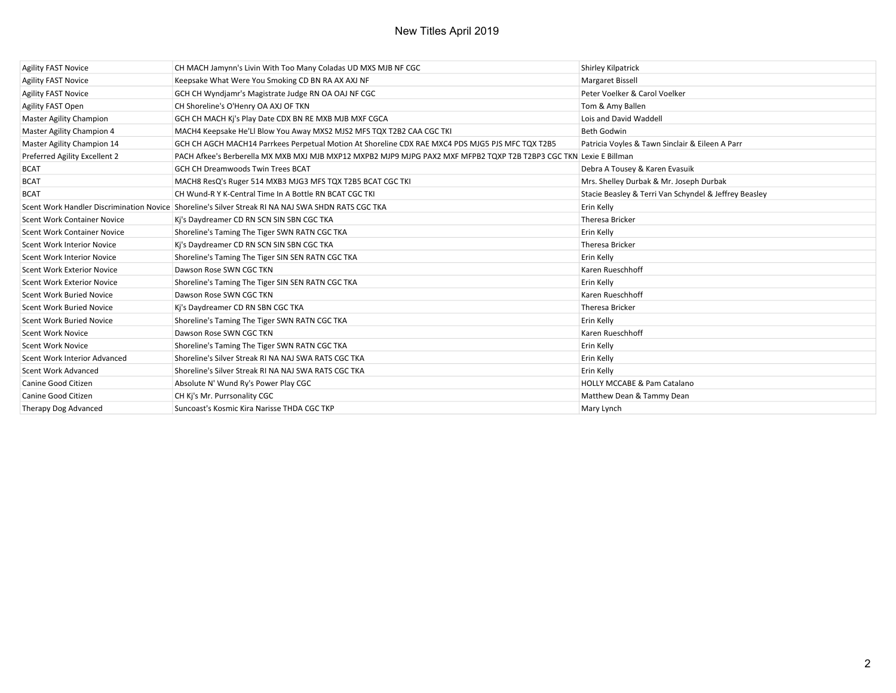# New Titles April 2019

| | | |
|---|---|---|
| Agility FAST Novice | CH MACH Jamynn's Livin With Too Many Coladas UD MXS MJB NF CGC | Shirley Kilpatrick |
| Agility FAST Novice | Keepsake What Were You Smoking CD BN RA AX AXJ NF | Margaret Bissell |
| Agility FAST Novice | GCH CH Wyndjamr's Magistrate Judge RN OA OAJ NF CGC | Peter Voelker & Carol Voelker |
| Agility FAST Open | CH Shoreline's O'Henry OA AXJ OF TKN | Tom & Amy Ballen |
| Master Agility Champion | GCH CH MACH Kj's Play Date CDX BN RE MXB MJB MXF CGCA | Lois and David Waddell |
| Master Agility Champion 4 | MACH4 Keepsake He'Ll Blow You Away MXS2 MJS2 MFS TQX T2B2 CAA CGC TKI | Beth Godwin |
| Master Agility Champion 14 | GCH CH AGCH MACH14 Parrkees Perpetual Motion At Shoreline CDX RAE MXC4 PDS MJG5 PJS MFC TQX T2B5 | Patricia Voyles & Tawn Sinclair & Eileen A Parr |
| Preferred Agility Excellent 2 | PACH Afkee's Berberella MX MXB MXJ MJB MXP12 MXPB2 MJP9 MJPG PAX2 MXF MFPB2 TQXP T2B T2BP3 CGC TKN | Lexie E Billman |
| BCAT | GCH CH Dreamwoods Twin Trees BCAT | Debra A Tousey & Karen Evasuik |
| BCAT | MACH8 ResQ's Ruger 514 MXB3 MJG3 MFS TQX T2B5 BCAT CGC TKI | Mrs. Shelley Durbak & Mr. Joseph Durbak |
| BCAT | CH Wund-R Y K-Central Time In A Bottle RN BCAT CGC TKI | Stacie Beasley & Terri Van Schyndel & Jeffrey Beasley |
| Scent Work Handler Discrimination Novice | Shoreline's Silver Streak RI NA NAJ SWA SHDN RATS CGC TKA | Erin Kelly |
| Scent Work Container Novice | Kj's Daydreamer CD RN SCN SIN SBN CGC TKA | Theresa Bricker |
| Scent Work Container Novice | Shoreline's Taming The Tiger SWN RATN CGC TKA | Erin Kelly |
| Scent Work Interior Novice | Kj's Daydreamer CD RN SCN SIN SBN CGC TKA | Theresa Bricker |
| Scent Work Interior Novice | Shoreline's Taming The Tiger SIN SEN RATN CGC TKA | Erin Kelly |
| Scent Work Exterior Novice | Dawson Rose SWN CGC TKN | Karen Rueschhoff |
| Scent Work Exterior Novice | Shoreline's Taming The Tiger SIN SEN RATN CGC TKA | Erin Kelly |
| Scent Work Buried Novice | Dawson Rose SWN CGC TKN | Karen Rueschhoff |
| Scent Work Buried Novice | Kj's Daydreamer CD RN SBN CGC TKA | Theresa Bricker |
| Scent Work Buried Novice | Shoreline's Taming The Tiger SWN RATN CGC TKA | Erin Kelly |
| Scent Work Novice | Dawson Rose SWN CGC TKN | Karen Rueschhoff |
| Scent Work Novice | Shoreline's Taming The Tiger SWN RATN CGC TKA | Erin Kelly |
| Scent Work Interior Advanced | Shoreline's Silver Streak RI NA NAJ SWA RATS CGC TKA | Erin Kelly |
| Scent Work Advanced | Shoreline's Silver Streak RI NA NAJ SWA RATS CGC TKA | Erin Kelly |
| Canine Good Citizen | Absolute N' Wund Ry's Power Play CGC | HOLLY MCCABE & Pam Catalano |
| Canine Good Citizen | CH Kj's Mr. Purrsonality CGC | Matthew Dean & Tammy Dean |
| Therapy Dog Advanced | Suncoast's Kosmic Kira Narisse THDA CGC TKP | Mary Lynch |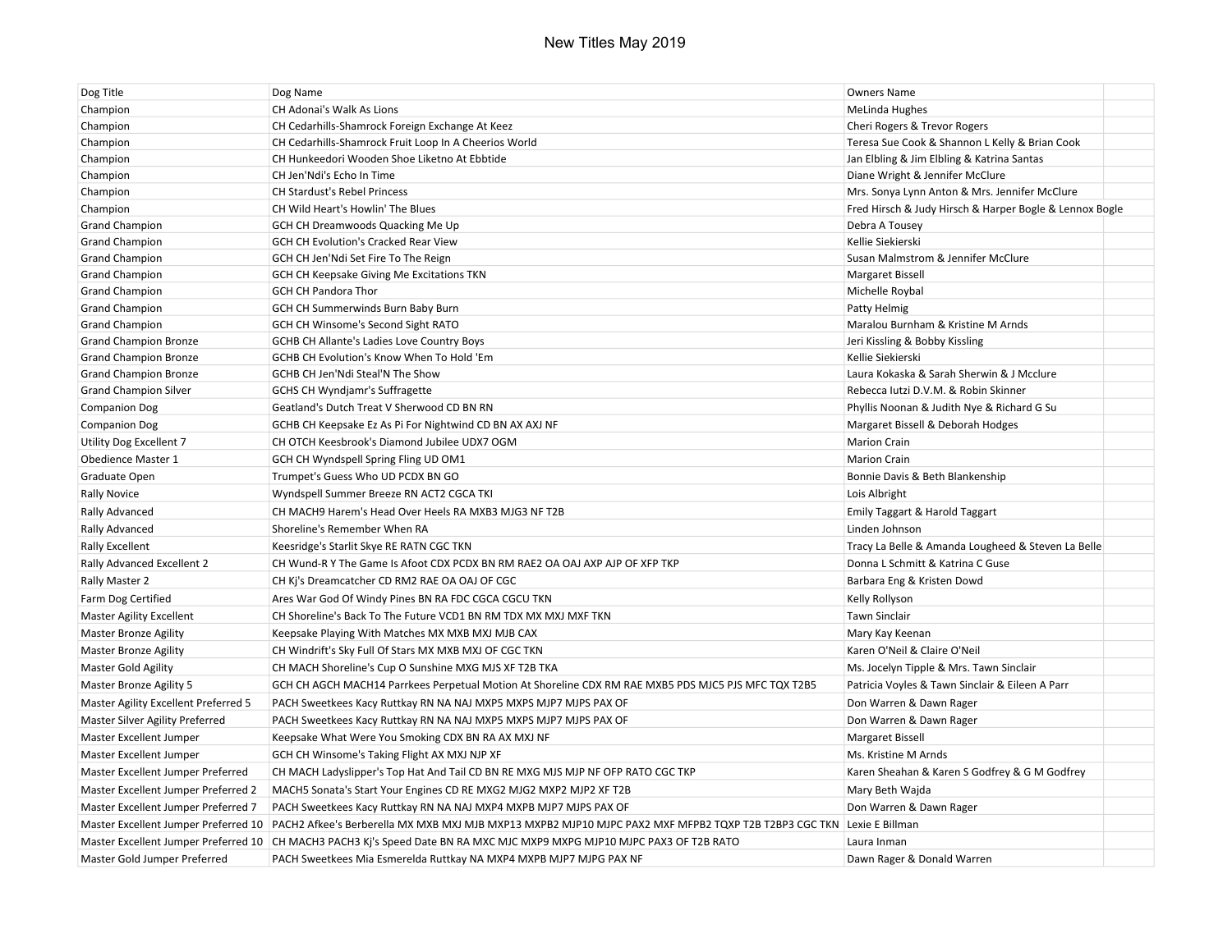# New Titles May 2019

| Dog Title | Dog Name | Owners Name | |
|---|---|---|---|
| Champion | CH Adonai's Walk As Lions | MeLinda Hughes | |
| Champion | CH Cedarhills-Shamrock Foreign Exchange At Keez | Cheri Rogers & Trevor Rogers | |
| Champion | CH Cedarhills-Shamrock Fruit Loop In A Cheerios World | Teresa Sue Cook & Shannon L Kelly & Brian Cook | |
| Champion | CH Hunkeedori Wooden Shoe Liketno At Ebbtide | Jan Elbling & Jim Elbling & Katrina Santas | |
| Champion | CH Jen'Ndi's Echo In Time | Diane Wright & Jennifer McClure | |
| Champion | CH Stardust's Rebel Princess | Mrs. Sonya Lynn Anton & Mrs. Jennifer McClure | |
| Champion | CH Wild Heart's Howlin' The Blues | Fred Hirsch & Judy Hirsch & Harper Bogle & Lennox Bogle | |
| Grand Champion | GCH CH Dreamwoods Quacking Me Up | Debra A Tousey | |
| Grand Champion | GCH CH Evolution's Cracked Rear View | Kellie Siekierski | |
| Grand Champion | GCH CH Jen'Ndi Set Fire To The Reign | Susan Malmstrom & Jennifer McClure | |
| Grand Champion | GCH CH Keepsake Giving Me Excitations TKN | Margaret Bissell | |
| Grand Champion | GCH CH Pandora Thor | Michelle Roybal | |
| Grand Champion | GCH CH Summerwinds Burn Baby Burn | Patty Helmig | |
| Grand Champion | GCH CH Winsome's Second Sight RATO | Maralou Burnham & Kristine M Arnds | |
| Grand Champion Bronze | GCHB CH Allante's Ladies Love Country Boys | Jeri Kissling & Bobby Kissling | |
| Grand Champion Bronze | GCHB CH Evolution's Know When To Hold 'Em | Kellie Siekierski | |
| Grand Champion Bronze | GCHB CH Jen'Ndi Steal'N The Show | Laura Kokaska & Sarah Sherwin & J Mcclure | |
| Grand Champion Silver | GCHS CH Wyndjamr's Suffragette | Rebecca Iutzi D.V.M. & Robin Skinner | |
| Companion Dog | Geatland's Dutch Treat V Sherwood CD BN RN | Phyllis Noonan & Judith Nye & Richard G Su | |
| Companion Dog | GCHB CH Keepsake Ez As Pi For Nightwind CD BN AX AXJ NF | Margaret Bissell & Deborah Hodges | |
| Utility Dog Excellent 7 | CH OTCH Keesbrook's Diamond Jubilee UDX7 OGM | Marion Crain | |
| Obedience Master 1 | GCH CH Wyndspell Spring Fling UD OM1 | Marion Crain | |
| Graduate Open | Trumpet's Guess Who UD PCDX BN GO | Bonnie Davis & Beth Blankenship | |
| Rally Novice | Wyndspell Summer Breeze RN ACT2 CGCA TKI | Lois Albright | |
| Rally Advanced | CH MACH9 Harem's Head Over Heels RA MXB3 MJG3 NF T2B | Emily Taggart & Harold Taggart | |
| Rally Advanced | Shoreline's Remember When RA | Linden Johnson | |
| Rally Excellent | Keesridge's Starlit Skye RE RATN CGC TKN | Tracy La Belle & Amanda Lougheed & Steven La Belle | |
| Rally Advanced Excellent 2 | CH Wund-R Y The Game Is Afoot CDX PCDX BN RM RAE2 OA OAJ AXP AJP OF XFP TKP | Donna L Schmitt & Katrina C Guse | |
| Rally Master 2 | CH Kj's Dreamcatcher CD RM2 RAE OA OAJ OF CGC | Barbara Eng & Kristen Dowd | |
| Farm Dog Certified | Ares War God Of Windy Pines BN RA FDC CGCA CGCU TKN | Kelly Rollyson | |
| Master Agility Excellent | CH Shoreline's Back To The Future VCD1 BN RM TDX MX MXJ MXF TKN | Tawn Sinclair | |
| Master Bronze Agility | Keepsake Playing With Matches MX MXB MXJ MJB CAX | Mary Kay Keenan | |
| Master Bronze Agility | CH Windrift's Sky Full Of Stars MX MXB MXJ OF CGC TKN | Karen O'Neil & Claire O'Neil | |
| Master Gold Agility | CH MACH Shoreline's Cup O Sunshine MXG MJS XF T2B TKA | Ms. Jocelyn Tipple & Mrs. Tawn Sinclair | |
| Master Bronze Agility 5 | GCH CH AGCH MACH14 Parrkees Perpetual Motion At Shoreline CDX RM RAE MXB5 PDS MJC5 PJS MFC TQX T2B5 | Patricia Voyles & Tawn Sinclair & Eileen A Parr | |
| Master Agility Excellent Preferred 5 | PACH Sweetkees Kacy Ruttkay RN NA NAJ MXP5 MXPS MJP7 MJPS PAX OF | Don Warren & Dawn Rager | |
| Master Silver Agility Preferred | PACH Sweetkees Kacy Ruttkay RN NA NAJ MXP5 MXPS MJP7 MJPS PAX OF | Don Warren & Dawn Rager | |
| Master Excellent Jumper | Keepsake What Were You Smoking CDX BN RA AX MXJ NF | Margaret Bissell | |
| Master Excellent Jumper | GCH CH Winsome's Taking Flight AX MXJ NJP XF | Ms. Kristine M Arnds | |
| Master Excellent Jumper Preferred | CH MACH Ladyslipper's Top Hat And Tail CD BN RE MXG MJS MJP NF OFP RATO CGC TKP | Karen Sheahan & Karen S Godfrey & G M Godfrey | |
| Master Excellent Jumper Preferred 2 | MACH5 Sonata's Start Your Engines CD RE MXG2 MJG2 MXP2 MJP2 XF T2B | Mary Beth Wajda | |
| Master Excellent Jumper Preferred 7 | PACH Sweetkees Kacy Ruttkay RN NA NAJ MXP4 MXPB MJP7 MJPS PAX OF | Don Warren & Dawn Rager | |
| Master Excellent Jumper Preferred 10 | PACH2 Afkee's Berberella MX MXB MXJ MJB MXP13 MXPB2 MJP10 MJPC PAX2 MXF MFPB2 TQXP T2B T2BP3 CGC TKN | Lexie E Billman | |
| Master Excellent Jumper Preferred 10 | CH MACH3 PACH3 Kj's Speed Date BN RA MXC MJC MXP9 MXPG MJP10 MJPC PAX3 OF T2B RATO | Laura Inman | |
| Master Gold Jumper Preferred | PACH Sweetkees Mia Esmerelda Ruttkay NA MXP4 MXPB MJP7 MJPG PAX NF | Dawn Rager & Donald Warren | |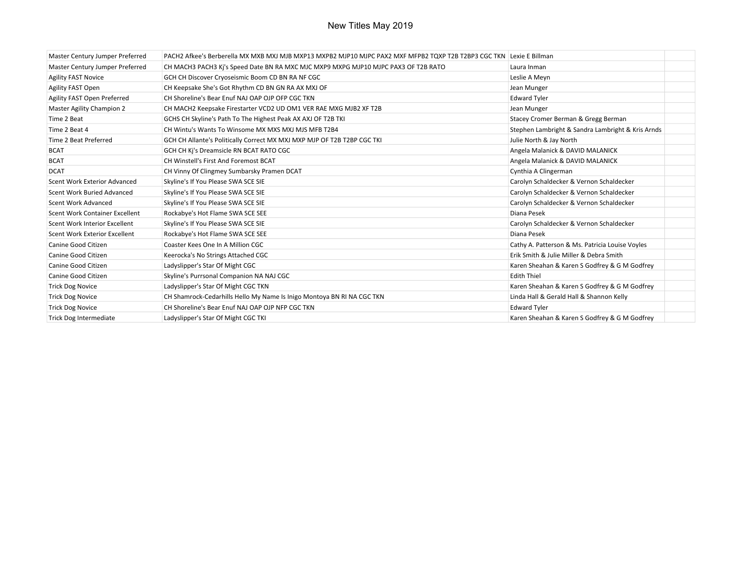# New Titles May 2019

| | | | |
|---|---|---|---|
| Master Century Jumper Preferred | PACH2 Afkee's Berberella MX MXB MXJ MJB MXP13 MXPB2 MJP10 MJPC PAX2 MXF MFPB2 TQXP T2B T2BP3 CGC TKN | Lexie E Billman | |
| Master Century Jumper Preferred | CH MACH3 PACH3 Kj's Speed Date BN RA MXC MJC MXP9 MXPG MJP10 MJPC PAX3 OF T2B RATO | Laura Inman | |
| Agility FAST Novice | GCH CH Discover Cryoseismic Boom CD BN RA NF CGC | Leslie A Meyn | |
| Agility FAST Open | CH Keepsake She's Got Rhythm CD BN GN RA AX MXJ OF | Jean Munger | |
| Agility FAST Open Preferred | CH Shoreline's Bear Enuf NAJ OAP OJP OFP CGC TKN | Edward Tyler | |
| Master Agility Champion 2 | CH MACH2 Keepsake Firestarter VCD2 UD OM1 VER RAE MXG MJB2 XF T2B | Jean Munger | |
| Time 2 Beat | GCHS CH Skyline's Path To The Highest Peak AX AXJ OF T2B TKI | Stacey Cromer Berman & Gregg Berman | |
| Time 2 Beat 4 | CH Wintu's Wants To Winsome MX MXS MXJ MJS MFB T2B4 | Stephen Lambright & Sandra Lambright & Kris Arnds | |
| Time 2 Beat Preferred | GCH CH Allante's Politically Correct MX MXJ MXP MJP OF T2B T2BP CGC TKI | Julie North & Jay North | |
| BCAT | GCH CH Kj's Dreamsicle RN BCAT RATO CGC | Angela Malanick & DAVID MALANICK | |
| BCAT | CH Winstell's First And Foremost BCAT | Angela Malanick & DAVID MALANICK | |
| DCAT | CH Vinny Of Clingmey Sumbarsky Pramen DCAT | Cynthia A Clingerman | |
| Scent Work Exterior Advanced | Skyline's If You Please SWA SCE SIE | Carolyn Schaldecker & Vernon Schaldecker | |
| Scent Work Buried Advanced | Skyline's If You Please SWA SCE SIE | Carolyn Schaldecker & Vernon Schaldecker | |
| Scent Work Advanced | Skyline's If You Please SWA SCE SIE | Carolyn Schaldecker & Vernon Schaldecker | |
| Scent Work Container Excellent | Rockabye's Hot Flame SWA SCE SEE | Diana Pesek | |
| Scent Work Interior Excellent | Skyline's If You Please SWA SCE SIE | Carolyn Schaldecker & Vernon Schaldecker | |
| Scent Work Exterior Excellent | Rockabye's Hot Flame SWA SCE SEE | Diana Pesek | |
| Canine Good Citizen | Coaster Kees One In A Million CGC | Cathy A. Patterson & Ms. Patricia Louise Voyles | |
| Canine Good Citizen | Keerocka's No Strings Attached CGC | Erik Smith & Julie Miller & Debra Smith | |
| Canine Good Citizen | Ladyslipper's Star Of Might CGC | Karen Sheahan & Karen S Godfrey & G M Godfrey | |
| Canine Good Citizen | Skyline's Purrsonal Companion NA NAJ CGC | Edith Thiel | |
| Trick Dog Novice | Ladyslipper's Star Of Might CGC TKN | Karen Sheahan & Karen S Godfrey & G M Godfrey | |
| Trick Dog Novice | CH Shamrock-Cedarhills Hello My Name Is Inigo Montoya BN RI NA CGC TKN | Linda Hall & Gerald Hall & Shannon Kelly | |
| Trick Dog Novice | CH Shoreline's Bear Enuf NAJ OAP OJP NFP CGC TKN | Edward Tyler | |
| Trick Dog Intermediate | Ladyslipper's Star Of Might CGC TKI | Karen Sheahan & Karen S Godfrey & G M Godfrey | |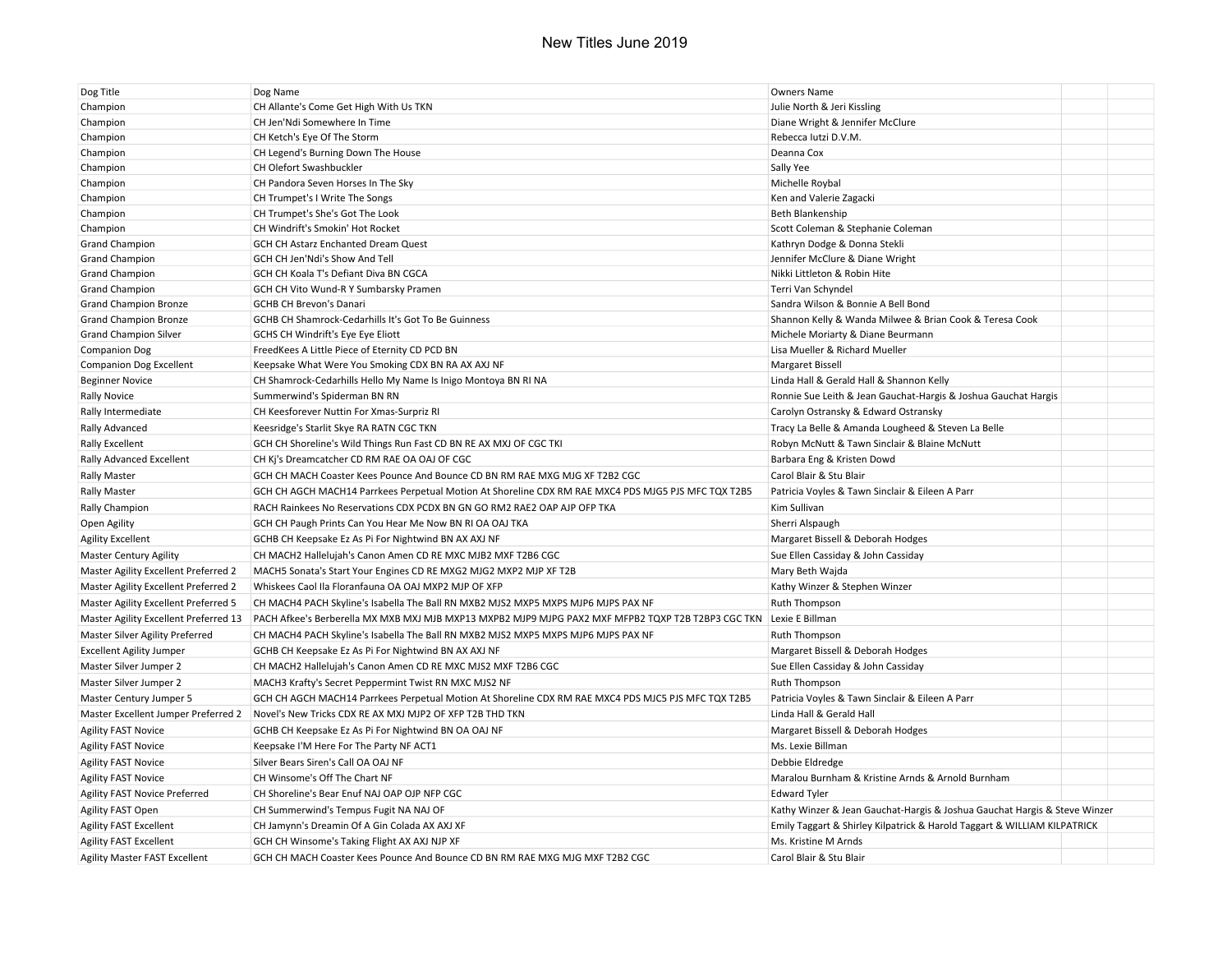# New Titles June 2019

| Dog Title | Dog Name | Owners Name | | |
|---|---|---|---|---|
| Champion | CH Allante's Come Get High With Us TKN | Julie North & Jeri Kissling | | |
| Champion | CH Jen'Ndi Somewhere In Time | Diane Wright & Jennifer McClure | | |
| Champion | CH Ketch's Eye Of The Storm | Rebecca Iutzi D.V.M. | | |
| Champion | CH Legend's Burning Down The House | Deanna Cox | | |
| Champion | CH Olefort Swashbuckler | Sally Yee | | |
| Champion | CH Pandora Seven Horses In The Sky | Michelle Roybal | | |
| Champion | CH Trumpet's I Write The Songs | Ken and Valerie Zagacki | | |
| Champion | CH Trumpet's She's Got The Look | Beth Blankenship | | |
| Champion | CH Windrift's Smokin' Hot Rocket | Scott Coleman & Stephanie Coleman | | |
| Grand Champion | GCH CH Astarz Enchanted Dream Quest | Kathryn Dodge & Donna Stekli | | |
| Grand Champion | GCH CH Jen'Ndi's Show And Tell | Jennifer McClure & Diane Wright | | |
| Grand Champion | GCH CH Koala T's Defiant Diva BN CGCA | Nikki Littleton & Robin Hite | | |
| Grand Champion | GCH CH Vito Wund-R Y Sumbarsky Pramen | Terri Van Schyndel | | |
| Grand Champion Bronze | GCHB CH Brevon's Danari | Sandra Wilson & Bonnie A Bell Bond | | |
| Grand Champion Bronze | GCHB CH Shamrock-Cedarhills It's Got To Be Guinness | Shannon Kelly & Wanda Milwee & Brian Cook & Teresa Cook | | |
| Grand Champion Silver | GCHS CH Windrift's Eye Eye Eliott | Michele Moriarty & Diane Beurmann | | |
| Companion Dog | FreedKees A Little Piece of Eternity CD PCD BN | Lisa Mueller & Richard Mueller | | |
| Companion Dog Excellent | Keepsake What Were You Smoking CDX BN RA AX AXJ NF | Margaret Bissell | | |
| Beginner Novice | CH Shamrock-Cedarhills Hello My Name Is Inigo Montoya BN RI NA | Linda Hall & Gerald Hall & Shannon Kelly | | |
| Rally Novice | Summerwind's Spiderman BN RN | Ronnie Sue Leith & Jean Gauchat-Hargis & Joshua Gauchat Hargis | | |
| Rally Intermediate | CH Keesforever Nuttin For Xmas-Surpriz RI | Carolyn Ostransky & Edward Ostransky | | |
| Rally Advanced | Keesridge's Starlit Skye RA RATN CGC TKN | Tracy La Belle & Amanda Lougheed & Steven La Belle | | |
| Rally Excellent | GCH CH Shoreline's Wild Things Run Fast CD BN RE AX MXJ OF CGC TKI | Robyn McNutt & Tawn Sinclair & Blaine McNutt | | |
| Rally Advanced Excellent | CH Kj's Dreamcatcher CD RM RAE OA OAJ OF CGC | Barbara Eng & Kristen Dowd | | |
| Rally Master | GCH CH MACH Coaster Kees Pounce And Bounce CD BN RM RAE MXG MJG XF T2B2 CGC | Carol Blair & Stu Blair | | |
| Rally Master | GCH CH AGCH MACH14 Parrkees Perpetual Motion At Shoreline CDX RM RAE MXC4 PDS MJG5 PJS MFC TQX T2B5 | Patricia Voyles & Tawn Sinclair & Eileen A Parr | | |
| Rally Champion | RACH Rainkees No Reservations CDX PCDX BN GN GO RM2 RAE2 OAP AJP OFP TKA | Kim Sullivan | | |
| Open Agility | GCH CH Paugh Prints Can You Hear Me Now BN RI OA OAJ TKA | Sherri Alspaugh | | |
| Agility Excellent | GCHB CH Keepsake Ez As Pi For Nightwind BN AX AXJ NF | Margaret Bissell & Deborah Hodges | | |
| Master Century Agility | CH MACH2 Hallelujah's Canon Amen CD RE MXC MJB2 MXF T2B6 CGC | Sue Ellen Cassiday & John Cassiday | | |
| Master Agility Excellent Preferred 2 | MACH5 Sonata's Start Your Engines CD RE MXG2 MJG2 MXP2 MJP XF T2B | Mary Beth Wajda | | |
| Master Agility Excellent Preferred 2 | Whiskees Caol Ila Floranfauna OA OAJ MXP2 MJP OF XFP | Kathy Winzer & Stephen Winzer | | |
| Master Agility Excellent Preferred 5 | CH MACH4 PACH Skyline's Isabella The Ball RN MXB2 MJS2 MXP5 MXPS MJP6 MJPS PAX NF | Ruth Thompson | | |
| Master Agility Excellent Preferred 13 | PACH Afkee's Berberella MX MXB MXJ MJB MXP13 MXPB2 MJP9 MJPG PAX2 MXF MFPB2 TQXP T2B T2BP3 CGC TKN | Lexie E Billman | | |
| Master Silver Agility Preferred | CH MACH4 PACH Skyline's Isabella The Ball RN MXB2 MJS2 MXP5 MXPS MJP6 MJPS PAX NF | Ruth Thompson | | |
| Excellent Agility Jumper | GCHB CH Keepsake Ez As Pi For Nightwind BN AX AXJ NF | Margaret Bissell & Deborah Hodges | | |
| Master Silver Jumper 2 | CH MACH2 Hallelujah's Canon Amen CD RE MXC MJS2 MXF T2B6 CGC | Sue Ellen Cassiday & John Cassiday | | |
| Master Silver Jumper 2 | MACH3 Krafty's Secret Peppermint Twist RN MXC MJS2 NF | Ruth Thompson | | |
| Master Century Jumper 5 | GCH CH AGCH MACH14 Parrkees Perpetual Motion At Shoreline CDX RM RAE MXC4 PDS MJC5 PJS MFC TQX T2B5 | Patricia Voyles & Tawn Sinclair & Eileen A Parr | | |
| Master Excellent Jumper Preferred 2 | Novel's New Tricks CDX RE AX MXJ MJP2 OF XFP T2B THD TKN | Linda Hall & Gerald Hall | | |
| Agility FAST Novice | GCHB CH Keepsake Ez As Pi For Nightwind BN OA OAJ NF | Margaret Bissell & Deborah Hodges | | |
| Agility FAST Novice | Keepsake I'M Here For The Party NF ACT1 | Ms. Lexie Billman | | |
| Agility FAST Novice | Silver Bears Siren's Call OA OAJ NF | Debbie Eldredge | | |
| Agility FAST Novice | CH Winsome's Off The Chart NF | Maralou Burnham & Kristine Arnds & Arnold Burnham | | |
| Agility FAST Novice Preferred | CH Shoreline's Bear Enuf NAJ OAP OJP NFP CGC | Edward Tyler | | |
| Agility FAST Open | CH Summerwind's Tempus Fugit NA NAJ OF | Kathy Winzer & Jean Gauchat-Hargis & Joshua Gauchat Hargis & Steve Winzer | | |
| Agility FAST Excellent | CH Jamynn's Dreamin Of A Gin Colada AX AXJ XF | Emily Taggart & Shirley Kilpatrick & Harold Taggart & WILLIAM KILPATRICK | | |
| Agility FAST Excellent | GCH CH Winsome's Taking Flight AX AXJ NJP XF | Ms. Kristine M Arnds | | |
| Agility Master FAST Excellent | GCH CH MACH Coaster Kees Pounce And Bounce CD BN RM RAE MXG MJG MXF T2B2 CGC | Carol Blair & Stu Blair | | |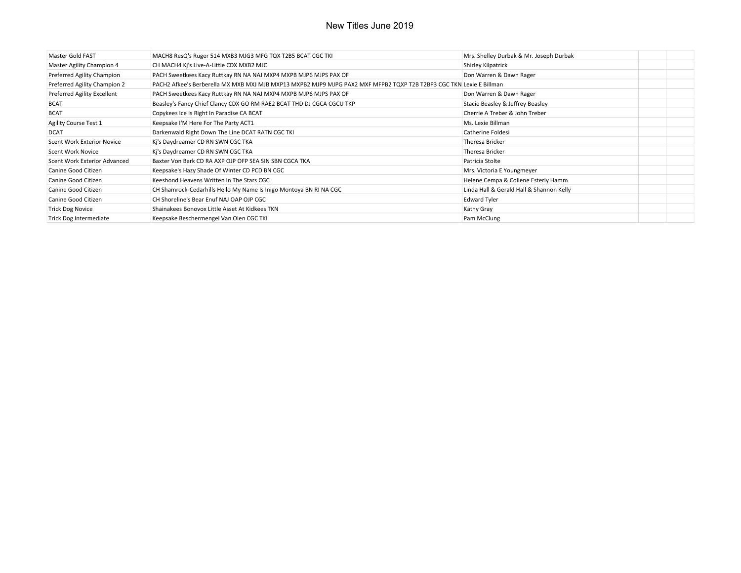# New Titles June 2019

| | | | | |
|---|---|---|---|---|
| Master Gold FAST | MACH8 ResQ's Ruger 514 MXB3 MJG3 MFG TQX T2B5 BCAT CGC TKI | Mrs. Shelley Durbak & Mr. Joseph Durbak | | |
| Master Agility Champion 4 | CH MACH4 Kj's Live-A-Little CDX MXB2 MJC | Shirley Kilpatrick | | |
| Preferred Agility Champion | PACH Sweetkees Kacy Ruttkay RN NA NAJ MXP4 MXPB MJP6 MJPS PAX OF | Don Warren & Dawn Rager | | |
| Preferred Agility Champion 2 | PACH2 Afkee's Berberella MX MXB MXJ MJB MXP13 MXPB2 MJP9 MJPG PAX2 MXF MFPB2 TQXP T2B T2BP3 CGC TKN | Lexie E Billman | | |
| Preferred Agility Excellent | PACH Sweetkees Kacy Ruttkay RN NA NAJ MXP4 MXPB MJP6 MJPS PAX OF | Don Warren & Dawn Rager | | |
| BCAT | Beasley's Fancy Chief Clancy CDX GO RM RAE2 BCAT THD DJ CGCA CGCU TKP | Stacie Beasley & Jeffrey Beasley | | |
| BCAT | Copykees Ice Is Right In Paradise CA BCAT | Cherrie A Treber & John Treber | | |
| Agility Course Test 1 | Keepsake I'M Here For The Party ACT1 | Ms. Lexie Billman | | |
| DCAT | Darkenwald Right Down The Line DCAT RATN CGC TKI | Catherine Foldesi | | |
| Scent Work Exterior Novice | Kj's Daydreamer CD RN SWN CGC TKA | Theresa Bricker | | |
| Scent Work Novice | Kj's Daydreamer CD RN SWN CGC TKA | Theresa Bricker | | |
| Scent Work Exterior Advanced | Baxter Von Bark CD RA AXP OJP OFP SEA SIN SBN CGCA TKA | Patricia Stolte | | |
| Canine Good Citizen | Keepsake's Hazy Shade Of Winter CD PCD BN CGC | Mrs. Victoria E Youngmeyer | | |
| Canine Good Citizen | Keeshond Heavens Written In The Stars CGC | Helene Cempa & Collene Esterly Hamm | | |
| Canine Good Citizen | CH Shamrock-Cedarhills Hello My Name Is Inigo Montoya BN RI NA CGC | Linda Hall & Gerald Hall & Shannon Kelly | | |
| Canine Good Citizen | CH Shoreline's Bear Enuf NAJ OAP OJP CGC | Edward Tyler | | |
| Trick Dog Novice | Shainakees Bonovox Little Asset At Kidkees TKN | Kathy Gray | | |
| Trick Dog Intermediate | Keepsake Beschermengel Van Olen CGC TKI | Pam McClung | | |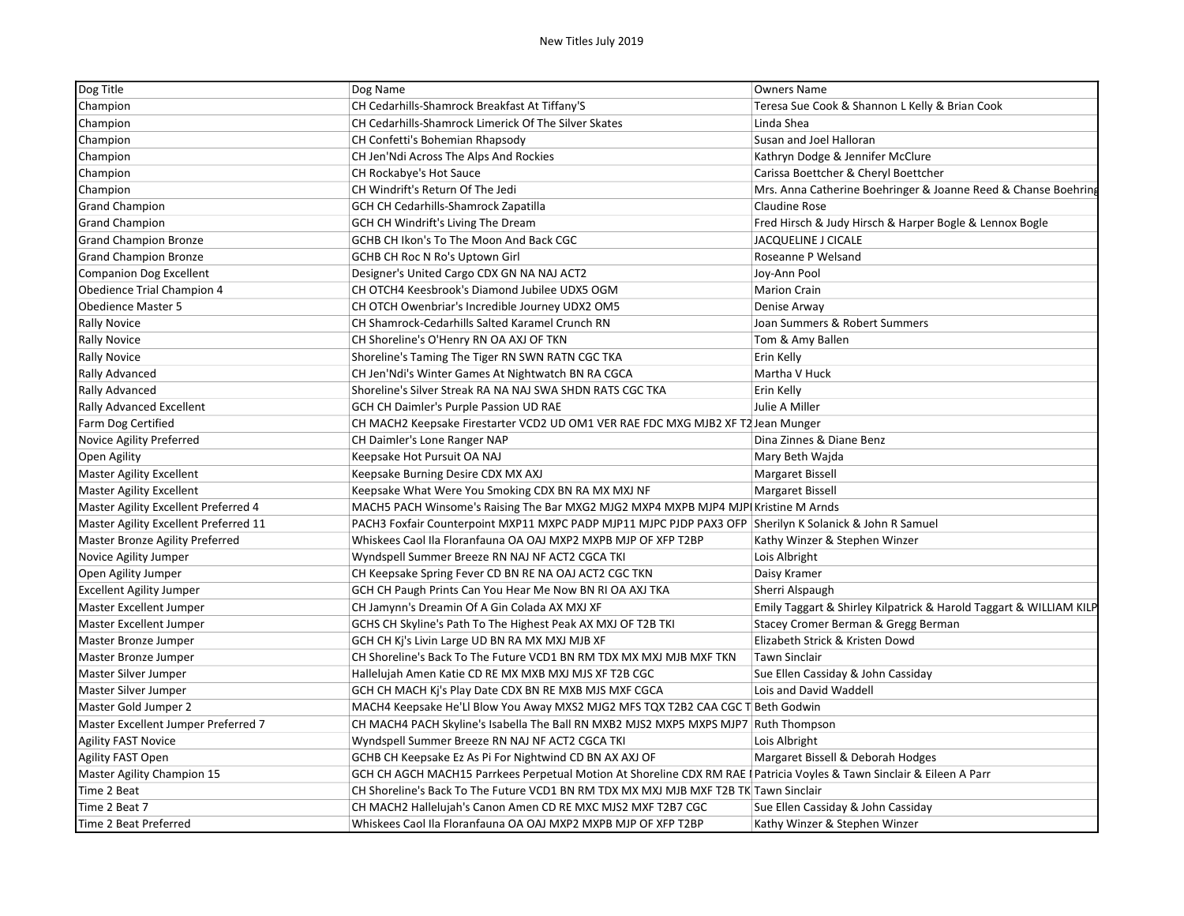New Titles July 2019

| Dog Title | Dog Name | Owners Name |
|---|---|---|
| Champion | CH Cedarhills-Shamrock Breakfast At Tiffany'S | Teresa Sue Cook & Shannon L Kelly & Brian Cook |
| Champion | CH Cedarhills-Shamrock Limerick Of The Silver Skates | Linda Shea |
| Champion | CH Confetti's Bohemian Rhapsody | Susan and Joel Halloran |
| Champion | CH Jen'Ndi Across The Alps And Rockies | Kathryn Dodge & Jennifer McClure |
| Champion | CH Rockabye's Hot Sauce | Carissa Boettcher & Cheryl Boettcher |
| Champion | CH Windrift's Return Of The Jedi | Mrs. Anna Catherine Boehringer & Joanne Reed & Chanse Boehring |
| Grand Champion | GCH CH Cedarhills-Shamrock Zapatilla | Claudine Rose |
| Grand Champion | GCH CH Windrift's Living The Dream | Fred Hirsch & Judy Hirsch & Harper Bogle & Lennox Bogle |
| Grand Champion Bronze | GCHB CH Ikon's To The Moon And Back CGC | JACQUELINE J CICALE |
| Grand Champion Bronze | GCHB CH Roc N Ro's Uptown Girl | Roseanne P Welsand |
| Companion Dog Excellent | Designer's United Cargo CDX GN NA NAJ ACT2 | Joy-Ann Pool |
| Obedience Trial Champion 4 | CH OTCH4 Keesbrook's Diamond Jubilee UDX5 OGM | Marion Crain |
| Obedience Master 5 | CH OTCH Owenbriar's Incredible Journey UDX2 OM5 | Denise Arway |
| Rally Novice | CH Shamrock-Cedarhills Salted Karamel Crunch RN | Joan Summers & Robert Summers |
| Rally Novice | CH Shoreline's O'Henry RN OA AXJ OF TKN | Tom & Amy Ballen |
| Rally Novice | Shoreline's Taming The Tiger RN SWN RATN CGC TKA | Erin Kelly |
| Rally Advanced | CH Jen'Ndi's Winter Games At Nightwatch BN RA CGCA | Martha V Huck |
| Rally Advanced | Shoreline's Silver Streak RA NA NAJ SWA SHDN RATS CGC TKA | Erin Kelly |
| Rally Advanced Excellent | GCH CH Daimler's Purple Passion UD RAE | Julie A Miller |
| Farm Dog Certified | CH MACH2 Keepsake Firestarter VCD2 UD OM1 VER RAE FDC MXG MJB2 XF T2 | Jean Munger |
| Novice Agility Preferred | CH Daimler's Lone Ranger NAP | Dina Zinnes & Diane Benz |
| Open Agility | Keepsake Hot Pursuit OA NAJ | Mary Beth Wajda |
| Master Agility Excellent | Keepsake Burning Desire CDX MX AXJ | Margaret Bissell |
| Master Agility Excellent | Keepsake What Were You Smoking CDX BN RA MX MXJ NF | Margaret Bissell |
| Master Agility Excellent Preferred 4 | MACH5 PACH Winsome's Raising The Bar MXG2 MJG2 MXP4 MXPB MJP4 MJPI | Kristine M Arnds |
| Master Agility Excellent Preferred 11 | PACH3 Foxfair Counterpoint MXP11 MXPC PADP MJP11 MJPC PJDP PAX3 OFP | Sherilyn K Solanick & John R Samuel |
| Master Bronze Agility Preferred | Whiskees Caol Ila Floranfauna OA OAJ MXP2 MXPB MJP OF XFP T2BP | Kathy Winzer & Stephen Winzer |
| Novice Agility Jumper | Wyndspell Summer Breeze RN NAJ NF ACT2 CGCA TKI | Lois Albright |
| Open Agility Jumper | CH Keepsake Spring Fever CD BN RE NA OAJ ACT2 CGC TKN | Daisy Kramer |
| Excellent Agility Jumper | GCH CH Paugh Prints Can You Hear Me Now BN RI OA AXJ TKA | Sherri Alspaugh |
| Master Excellent Jumper | CH Jamynn's Dreamin Of A Gin Colada AX MXJ XF | Emily Taggart & Shirley Kilpatrick & Harold Taggart & WILLIAM KILP |
| Master Excellent Jumper | GCHS CH Skyline's Path To The Highest Peak AX MXJ OF T2B TKI | Stacey Cromer Berman & Gregg Berman |
| Master Bronze Jumper | GCH CH Kj's Livin Large UD BN RA MX MXJ MJB XF | Elizabeth Strick & Kristen Dowd |
| Master Bronze Jumper | CH Shoreline's Back To The Future VCD1 BN RM TDX MX MXJ MJB MXF TKN | Tawn Sinclair |
| Master Silver Jumper | Hallelujah Amen Katie CD RE MX MXB MXJ MJS XF T2B CGC | Sue Ellen Cassiday & John Cassiday |
| Master Silver Jumper | GCH CH MACH Kj's Play Date CDX BN RE MXB MJS MXF CGCA | Lois and David Waddell |
| Master Gold Jumper 2 | MACH4 Keepsake He'Ll Blow You Away MXS2 MJG2 MFS TQX T2B2 CAA CGC T | Beth Godwin |
| Master Excellent Jumper Preferred 7 | CH MACH4 PACH Skyline's Isabella The Ball RN MXB2 MJS2 MXP5 MXPS MJP7 | Ruth Thompson |
| Agility FAST Novice | Wyndspell Summer Breeze RN NAJ NF ACT2 CGCA TKI | Lois Albright |
| Agility FAST Open | GCHB CH Keepsake Ez As Pi For Nightwind CD BN AX AXJ OF | Margaret Bissell & Deborah Hodges |
| Master Agility Champion 15 | GCH CH AGCH MACH15 Parrkees Perpetual Motion At Shoreline CDX RM RAE I | Patricia Voyles & Tawn Sinclair & Eileen A Parr |
| Time 2 Beat | CH Shoreline's Back To The Future VCD1 BN RM TDX MX MXJ MJB MXF T2B TK | Tawn Sinclair |
| Time 2 Beat 7 | CH MACH2 Hallelujah's Canon Amen CD RE MXC MJS2 MXF T2B7 CGC | Sue Ellen Cassiday & John Cassiday |
| Time 2 Beat Preferred | Whiskees Caol Ila Floranfauna OA OAJ MXP2 MXPB MJP OF XFP T2BP | Kathy Winzer & Stephen Winzer |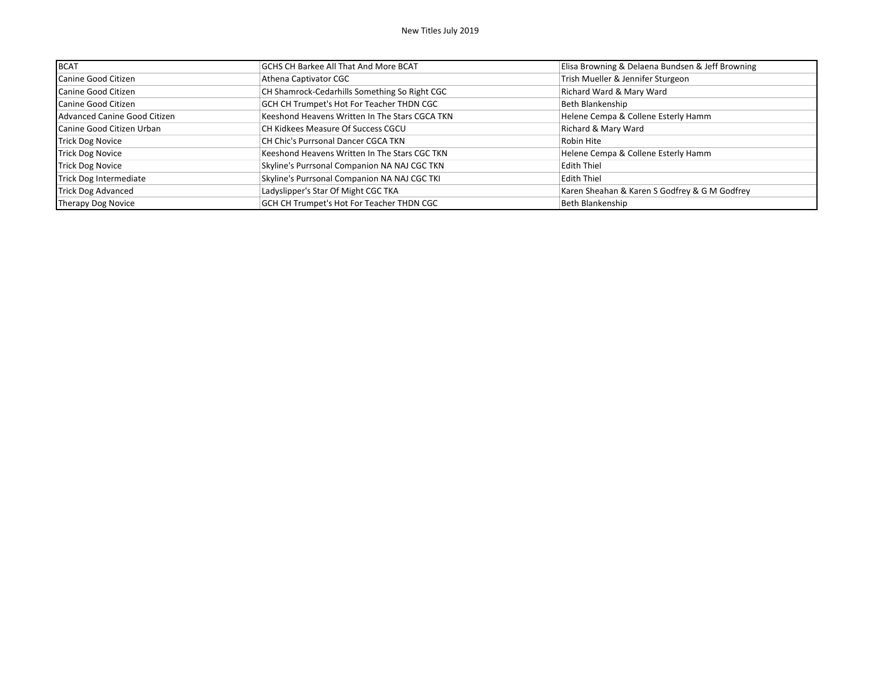New Titles July 2019

| | | |
|---|---|---|
| BCAT | GCHS CH Barkee All That And More BCAT | Elisa Browning & Delaena Bundsen & Jeff Browning |
| Canine Good Citizen | Athena Captivator CGC | Trish Mueller & Jennifer Sturgeon |
| Canine Good Citizen | CH Shamrock-Cedarhills Something So Right CGC | Richard Ward & Mary Ward |
| Canine Good Citizen | GCH CH Trumpet's Hot For Teacher THDN CGC | Beth Blankenship |
| Advanced Canine Good Citizen | Keeshond Heavens Written In The Stars CGCA TKN | Helene Cempa & Collene Esterly Hamm |
| Canine Good Citizen Urban | CH Kidkees Measure Of Success CGCU | Richard & Mary Ward |
| Trick Dog Novice | CH Chic's Purrsonal Dancer CGCA TKN | Robin Hite |
| Trick Dog Novice | Keeshond Heavens Written In The Stars CGC TKN | Helene Cempa & Collene Esterly Hamm |
| Trick Dog Novice | Skyline's Purrsonal Companion NA NAJ CGC TKN | Edith Thiel |
| Trick Dog Intermediate | Skyline's Purrsonal Companion NA NAJ CGC TKI | Edith Thiel |
| Trick Dog Advanced | Ladyslipper's Star Of Might CGC TKA | Karen Sheahan & Karen S Godfrey & G M Godfrey |
| Therapy Dog Novice | GCH CH Trumpet's Hot For Teacher THDN CGC | Beth Blankenship |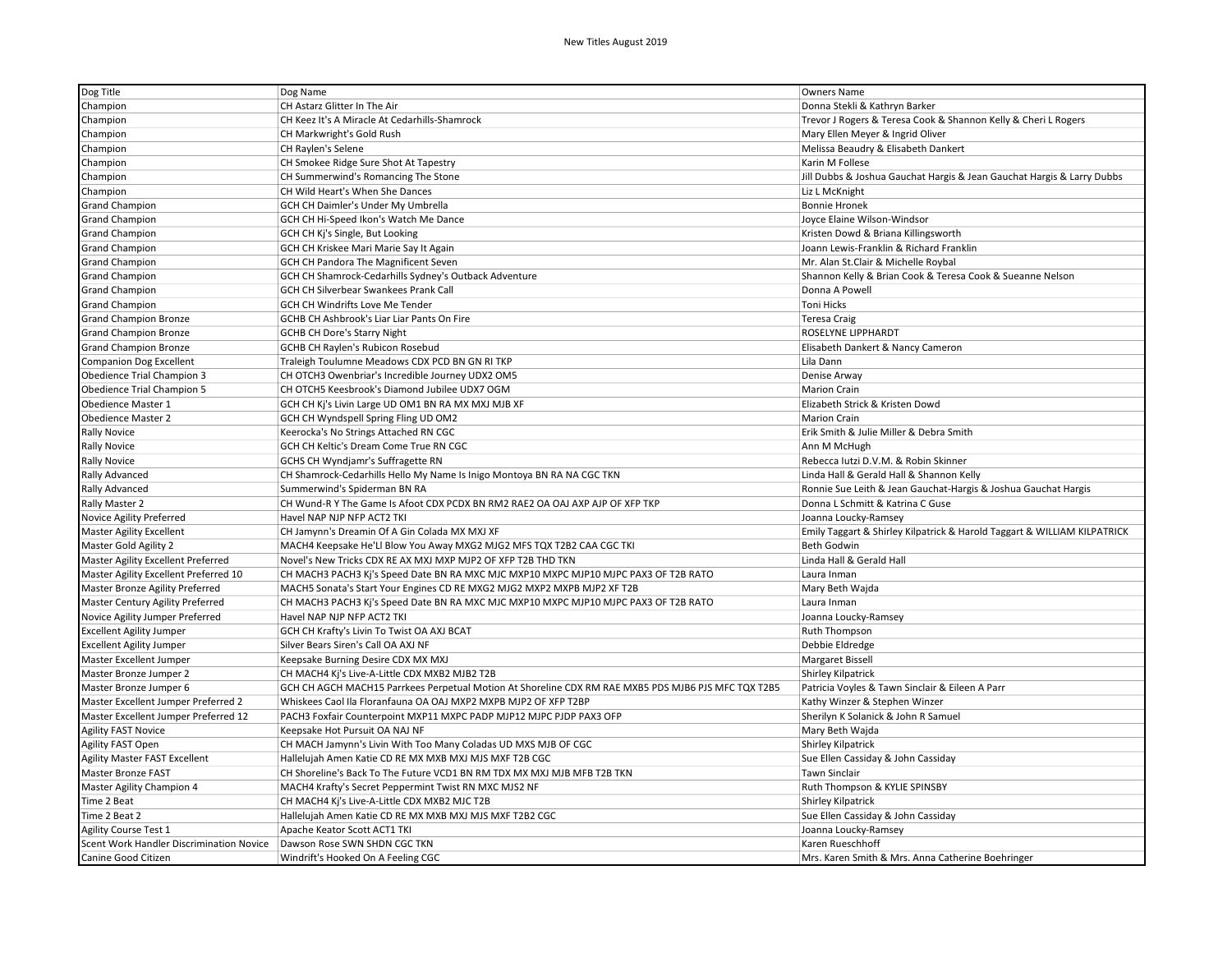New Titles August 2019

| Dog Title | Dog Name | Owners Name |
|---|---|---|
| Champion | CH Astarz Glitter In The Air | Donna Stekli & Kathryn Barker |
| Champion | CH Keez It's A Miracle At Cedarhills-Shamrock | Trevor J Rogers & Teresa Cook & Shannon Kelly & Cheri L Rogers |
| Champion | CH Markwright's Gold Rush | Mary Ellen Meyer & Ingrid Oliver |
| Champion | CH Raylen's Selene | Melissa Beaudry & Elisabeth Dankert |
| Champion | CH Smokee Ridge Sure Shot At Tapestry | Karin M Follese |
| Champion | CH Summerwind's Romancing The Stone | Jill Dubbs & Joshua Gauchat Hargis & Jean Gauchat Hargis & Larry Dubbs |
| Champion | CH Wild Heart's When She Dances | Liz L McKnight |
| Grand Champion | GCH CH Daimler's Under My Umbrella | Bonnie Hronek |
| Grand Champion | GCH CH Hi-Speed Ikon's Watch Me Dance | Joyce Elaine Wilson-Windsor |
| Grand Champion | GCH CH Kj's Single, But Looking | Kristen Dowd & Briana Killingsworth |
| Grand Champion | GCH CH Kriskee Mari Marie Say It Again | Joann Lewis-Franklin & Richard Franklin |
| Grand Champion | GCH CH Pandora The Magnificent Seven | Mr. Alan St.Clair & Michelle Roybal |
| Grand Champion | GCH CH Shamrock-Cedarhills Sydney's Outback Adventure | Shannon Kelly & Brian Cook & Teresa Cook & Sueanne Nelson |
| Grand Champion | GCH CH Silverbear Swankees Prank Call | Donna A Powell |
| Grand Champion | GCH CH Windrifts Love Me Tender | Toni Hicks |
| Grand Champion Bronze | GCHB CH Ashbrook's Liar Liar Pants On Fire | Teresa Craig |
| Grand Champion Bronze | GCHB CH Dore's Starry Night | ROSELYNE LIPPHARDT |
| Grand Champion Bronze | GCHB CH Raylen's Rubicon Rosebud | Elisabeth Dankert & Nancy Cameron |
| Companion Dog Excellent | Traleigh Toulumne Meadows CDX PCD BN GN RI TKP | Lila Dann |
| Obedience Trial Champion 3 | CH OTCH3 Owenbriar's Incredible Journey UDX2 OM5 | Denise Arway |
| Obedience Trial Champion 5 | CH OTCH5 Keesbrook's Diamond Jubilee UDX7 OGM | Marion Crain |
| Obedience Master 1 | GCH CH Kj's Livin Large UD OM1 BN RA MX MXJ MJB XF | Elizabeth Strick & Kristen Dowd |
| Obedience Master 2 | GCH CH Wyndspell Spring Fling UD OM2 | Marion Crain |
| Rally Novice | Keerocka's No Strings Attached RN CGC | Erik Smith & Julie Miller & Debra Smith |
| Rally Novice | GCH CH Keltic's Dream Come True RN CGC | Ann M McHugh |
| Rally Novice | GCHS CH Wyndjamr's Suffragette RN | Rebecca Iutzi D.V.M. & Robin Skinner |
| Rally Advanced | CH Shamrock-Cedarhills Hello My Name Is Inigo Montoya BN RA NA CGC TKN | Linda Hall & Gerald Hall & Shannon Kelly |
| Rally Advanced | Summerwind's Spiderman BN RA | Ronnie Sue Leith & Jean Gauchat-Hargis & Joshua Gauchat Hargis |
| Rally Master 2 | CH Wund-R Y The Game Is Afoot CDX PCDX BN RM2 RAE2 OA OAJ AXP AJP OF XFP TKP | Donna L Schmitt & Katrina C Guse |
| Novice Agility Preferred | Havel NAP NJP NFP ACT2 TKI | Joanna Loucky-Ramsey |
| Master Agility Excellent | CH Jamynn's Dreamin Of A Gin Colada MX MXJ XF | Emily Taggart & Shirley Kilpatrick & Harold Taggart & WILLIAM KILPATRICK |
| Master Gold Agility 2 | MACH4 Keepsake He'Ll Blow You Away MXG2 MJG2 MFS TQX T2B2 CAA CGC TKI | Beth Godwin |
| Master Agility Excellent Preferred | Novel's New Tricks CDX RE AX MXJ MXP MJP2 OF XFP T2B THD TKN | Linda Hall & Gerald Hall |
| Master Agility Excellent Preferred 10 | CH MACH3 PACH3 Kj's Speed Date BN RA MXC MJC MXP10 MXPC MJP10 MJPC PAX3 OF T2B RATO | Laura Inman |
| Master Bronze Agility Preferred | MACH5 Sonata's Start Your Engines CD RE MXG2 MJG2 MXP2 MXPB MJP2 XF T2B | Mary Beth Wajda |
| Master Century Agility Preferred | CH MACH3 PACH3 Kj's Speed Date BN RA MXC MJC MXP10 MXPC MJP10 MJPC PAX3 OF T2B RATO | Laura Inman |
| Novice Agility Jumper Preferred | Havel NAP NJP NFP ACT2 TKI | Joanna Loucky-Ramsey |
| Excellent Agility Jumper | GCH CH Krafty's Livin To Twist OA AXJ BCAT | Ruth Thompson |
| Excellent Agility Jumper | Silver Bears Siren's Call OA AXJ NF | Debbie Eldredge |
| Master Excellent Jumper | Keepsake Burning Desire CDX MX MXJ | Margaret Bissell |
| Master Bronze Jumper 2 | CH MACH4 Kj's Live-A-Little CDX MXB2 MJB2 T2B | Shirley Kilpatrick |
| Master Bronze Jumper 6 | GCH CH AGCH MACH15 Parrkees Perpetual Motion At Shoreline CDX RM RAE MXB5 PDS MJB6 PJS MFC TQX T2B5 | Patricia Voyles & Tawn Sinclair & Eileen A Parr |
| Master Excellent Jumper Preferred 2 | Whiskees Caol Ila Floranfauna OA OAJ MXP2 MXPB MJP2 OF XFP T2BP | Kathy Winzer & Stephen Winzer |
| Master Excellent Jumper Preferred 12 | PACH3 Foxfair Counterpoint MXP11 MXPC PADP MJP12 MJPC PJDP PAX3 OFP | Sherilyn K Solanick & John R Samuel |
| Agility FAST Novice | Keepsake Hot Pursuit OA NAJ NF | Mary Beth Wajda |
| Agility FAST Open | CH MACH Jamynn's Livin With Too Many Coladas UD MXS MJB OF CGC | Shirley Kilpatrick |
| Agility Master FAST Excellent | Hallelujah Amen Katie CD RE MX MXB MXJ MJS MXF T2B CGC | Sue Ellen Cassiday & John Cassiday |
| Master Bronze FAST | CH Shoreline's Back To The Future VCD1 BN RM TDX MX MXJ MJB MFB T2B TKN | Tawn Sinclair |
| Master Agility Champion 4 | MACH4 Krafty's Secret Peppermint Twist RN MXC MJS2 NF | Ruth Thompson & KYLIE SPINSBY |
| Time 2 Beat | CH MACH4 Kj's Live-A-Little CDX MXB2 MJC T2B | Shirley Kilpatrick |
| Time 2 Beat 2 | Hallelujah Amen Katie CD RE MX MXB MXJ MJS MXF T2B2 CGC | Sue Ellen Cassiday & John Cassiday |
| Agility Course Test 1 | Apache Keator Scott ACT1 TKI | Joanna Loucky-Ramsey |
| Scent Work Handler Discrimination Novice | Dawson Rose SWN SHDN CGC TKN | Karen Rueschhoff |
| Canine Good Citizen | Windrift's Hooked On A Feeling CGC | Mrs. Karen Smith & Mrs. Anna Catherine Boehringer |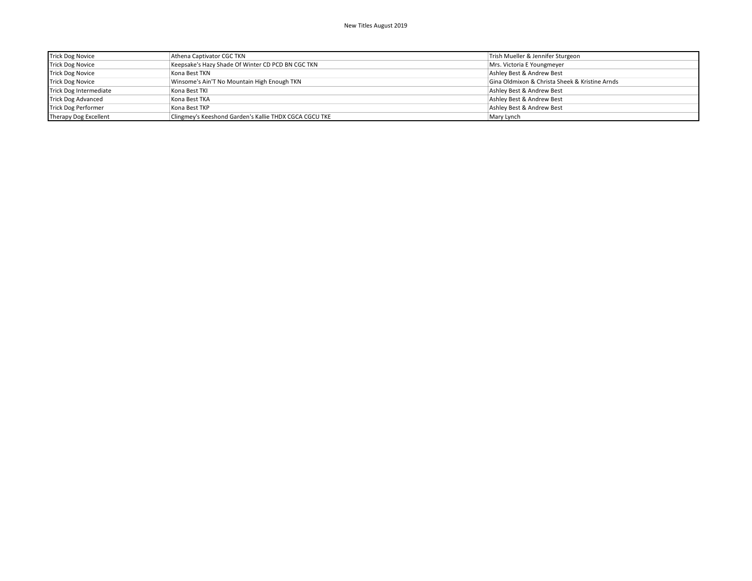New Titles August 2019

| | | |
|---|---|---|
| Trick Dog Novice | Athena Captivator CGC TKN | Trish Mueller & Jennifer Sturgeon |
| Trick Dog Novice | Keepsake's Hazy Shade Of Winter CD PCD BN CGC TKN | Mrs. Victoria E Youngmeyer |
| Trick Dog Novice | Kona Best TKN | Ashley Best & Andrew Best |
| Trick Dog Novice | Winsome's Ain'T No Mountain High Enough TKN | Gina Oldmixon & Christa Sheek & Kristine Arnds |
| Trick Dog Intermediate | Kona Best TKI | Ashley Best & Andrew Best |
| Trick Dog Advanced | Kona Best TKA | Ashley Best & Andrew Best |
| Trick Dog Performer | Kona Best TKP | Ashley Best & Andrew Best |
| Therapy Dog Excellent | Clingmey's Keeshond Garden's Kallie THDX CGCA CGCU TKE | Mary Lynch |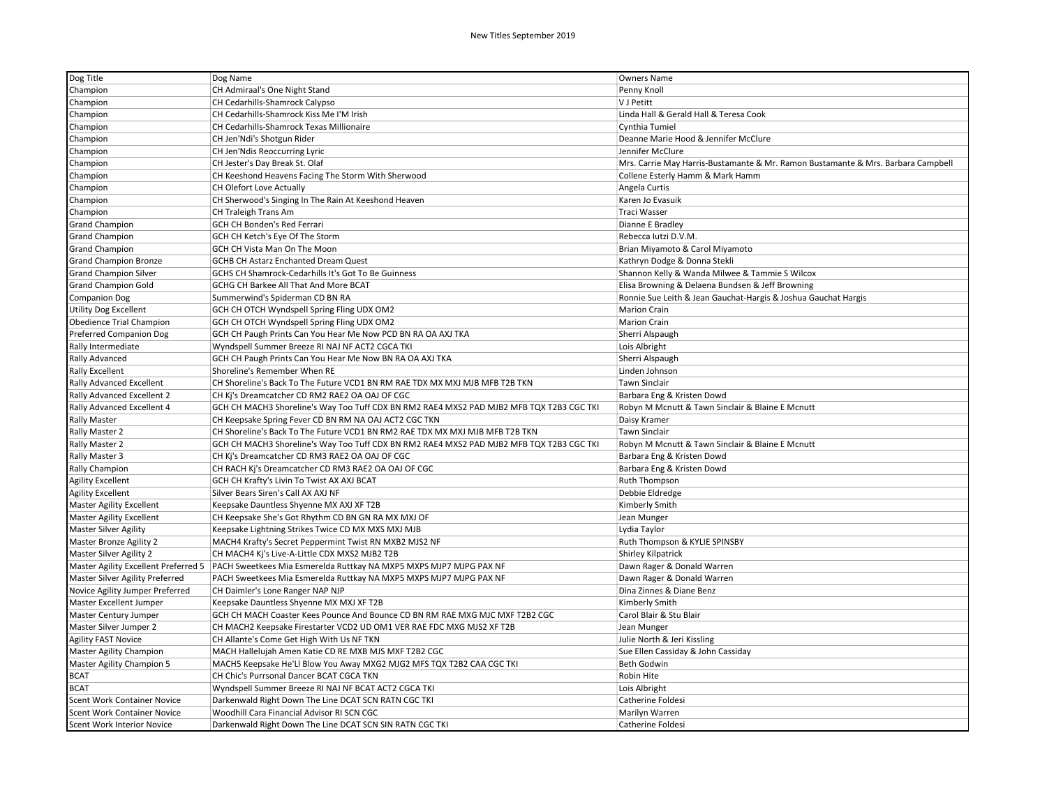# New Titles September 2019

| Dog Title | Dog Name | Owners Name |
|---|---|---|
| Champion | CH Admiraal's One Night Stand | Penny Knoll |
| Champion | CH Cedarhills-Shamrock Calypso | V J Petitt |
| Champion | CH Cedarhills-Shamrock Kiss Me I'M Irish | Linda Hall & Gerald Hall & Teresa Cook |
| Champion | CH Cedarhills-Shamrock Texas Millionaire | Cynthia Tumiel |
| Champion | CH Jen'Ndi's Shotgun Rider | Deanne Marie Hood & Jennifer McClure |
| Champion | CH Jen'Ndis Reoccurring Lyric | Jennifer McClure |
| Champion | CH Jester's Day Break St. Olaf | Mrs. Carrie May Harris-Bustamante & Mr. Ramon Bustamante & Mrs. Barbara Campbell |
| Champion | CH Keeshond Heavens Facing The Storm With Sherwood | Collene Esterly Hamm & Mark Hamm |
| Champion | CH Olefort Love Actually | Angela Curtis |
| Champion | CH Sherwood's Singing In The Rain At Keeshond Heaven | Karen Jo Evasuik |
| Champion | CH Traleigh Trans Am | Traci Wasser |
| Grand Champion | GCH CH Bonden's Red Ferrari | Dianne E Bradley |
| Grand Champion | GCH CH Ketch's Eye Of The Storm | Rebecca Iutzi D.V.M. |
| Grand Champion | GCH CH Vista Man On The Moon | Brian Miyamoto & Carol Miyamoto |
| Grand Champion Bronze | GCHB CH Astarz Enchanted Dream Quest | Kathryn Dodge & Donna Stekli |
| Grand Champion Silver | GCHS CH Shamrock-Cedarhills It's Got To Be Guinness | Shannon Kelly & Wanda Milwee & Tammie S Wilcox |
| Grand Champion Gold | GCHG CH Barkee All That And More BCAT | Elisa Browning & Delaena Bundsen & Jeff Browning |
| Companion Dog | Summerwind's Spiderman CD BN RA | Ronnie Sue Leith & Jean Gauchat-Hargis & Joshua Gauchat Hargis |
| Utility Dog Excellent | GCH CH OTCH Wyndspell Spring Fling UDX OM2 | Marion Crain |
| Obedience Trial Champion | GCH CH OTCH Wyndspell Spring Fling UDX OM2 | Marion Crain |
| Preferred Companion Dog | GCH CH Paugh Prints Can You Hear Me Now PCD BN RA OA AXJ TKA | Sherri Alspaugh |
| Rally Intermediate | Wyndspell Summer Breeze RI NAJ NF ACT2 CGCA TKI | Lois Albright |
| Rally Advanced | GCH CH Paugh Prints Can You Hear Me Now BN RA OA AXJ TKA | Sherri Alspaugh |
| Rally Excellent | Shoreline's Remember When RE | Linden Johnson |
| Rally Advanced Excellent | CH Shoreline's Back To The Future VCD1 BN RM RAE TDX MX MXJ MJB MFB T2B TKN | Tawn Sinclair |
| Rally Advanced Excellent 2 | CH Kj's Dreamcatcher CD RM2 RAE2 OA OAJ OF CGC | Barbara Eng & Kristen Dowd |
| Rally Advanced Excellent 4 | GCH CH MACH3 Shoreline's Way Too Tuff CDX BN RM2 RAE4 MXS2 PAD MJB2 MFB TQX T2B3 CGC TKI | Robyn M Mcnutt & Tawn Sinclair & Blaine E Mcnutt |
| Rally Master | CH Keepsake Spring Fever CD BN RM NA OAJ ACT2 CGC TKN | Daisy Kramer |
| Rally Master 2 | CH Shoreline's Back To The Future VCD1 BN RM2 RAE TDX MX MXJ MJB MFB T2B TKN | Tawn Sinclair |
| Rally Master 2 | GCH CH MACH3 Shoreline's Way Too Tuff CDX BN RM2 RAE4 MXS2 PAD MJB2 MFB TQX T2B3 CGC TKI | Robyn M Mcnutt & Tawn Sinclair & Blaine E Mcnutt |
| Rally Master 3 | CH Kj's Dreamcatcher CD RM3 RAE2 OA OAJ OF CGC | Barbara Eng & Kristen Dowd |
| Rally Champion | CH RACH Kj's Dreamcatcher CD RM3 RAE2 OA OAJ OF CGC | Barbara Eng & Kristen Dowd |
| Agility Excellent | GCH CH Krafty's Livin To Twist AX AXJ BCAT | Ruth Thompson |
| Agility Excellent | Silver Bears Siren's Call AX AXJ NF | Debbie Eldredge |
| Master Agility Excellent | Keepsake Dauntless Shyenne MX AXJ XF T2B | Kimberly Smith |
| Master Agility Excellent | CH Keepsake She's Got Rhythm CD BN GN RA MX MXJ OF | Jean Munger |
| Master Silver Agility | Keepsake Lightning Strikes Twice CD MX MXS MXJ MJB | Lydia Taylor |
| Master Bronze Agility 2 | MACH4 Krafty's Secret Peppermint Twist RN MXB2 MJS2 NF | Ruth Thompson & KYLIE SPINSBY |
| Master Silver Agility 2 | CH MACH4 Kj's Live-A-Little CDX MXS2 MJB2 T2B | Shirley Kilpatrick |
| Master Agility Excellent Preferred 5 | PACH Sweetkees Mia Esmerelda Ruttkay NA MXP5 MXPS MJP7 MJPG PAX NF | Dawn Rager & Donald Warren |
| Master Silver Agility Preferred | PACH Sweetkees Mia Esmerelda Ruttkay NA MXP5 MXPS MJP7 MJPG PAX NF | Dawn Rager & Donald Warren |
| Novice Agility Jumper Preferred | CH Daimler's Lone Ranger NAP NJP | Dina Zinnes & Diane Benz |
| Master Excellent Jumper | Keepsake Dauntless Shyenne MX MXJ XF T2B | Kimberly Smith |
| Master Century Jumper | GCH CH MACH Coaster Kees Pounce And Bounce CD BN RM RAE MXG MJC MXF T2B2 CGC | Carol Blair & Stu Blair |
| Master Silver Jumper 2 | CH MACH2 Keepsake Firestarter VCD2 UD OM1 VER RAE FDC MXG MJS2 XF T2B | Jean Munger |
| Agility FAST Novice | CH Allante's Come Get High With Us NF TKN | Julie North & Jeri Kissling |
| Master Agility Champion | MACH Hallelujah Amen Katie CD RE MXB MJS MXF T2B2 CGC | Sue Ellen Cassiday & John Cassiday |
| Master Agility Champion 5 | MACH5 Keepsake He'Ll Blow You Away MXG2 MJG2 MFS TQX T2B2 CAA CGC TKI | Beth Godwin |
| BCAT | CH Chic's Purrsonal Dancer BCAT CGCA TKN | Robin Hite |
| BCAT | Wyndspell Summer Breeze RI NAJ NF BCAT ACT2 CGCA TKI | Lois Albright |
| Scent Work Container Novice | Darkenwald Right Down The Line DCAT SCN RATN CGC TKI | Catherine Foldesi |
| Scent Work Container Novice | Woodhill Cara Financial Advisor RI SCN CGC | Marilyn Warren |
| Scent Work Interior Novice | Darkenwald Right Down The Line DCAT SCN SIN RATN CGC TKI | Catherine Foldesi |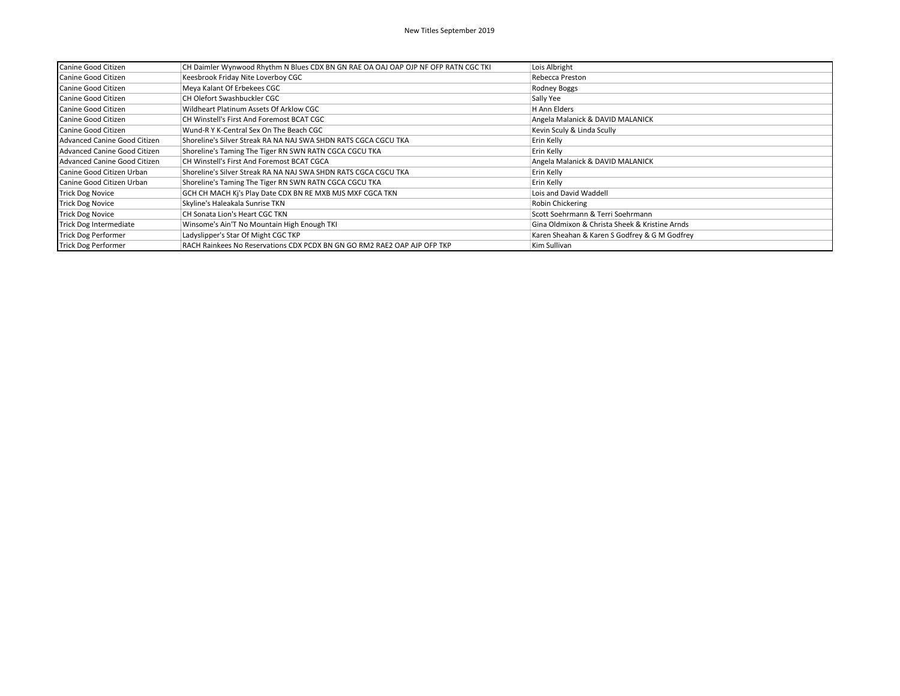New Titles September 2019

| | | |
|---|---|---|
| Canine Good Citizen | CH Daimler Wynwood Rhythm N Blues CDX BN GN RAE OA OAJ OAP OJP NF OFP RATN CGC TKI | Lois Albright |
| Canine Good Citizen | Keesbrook Friday Nite Loverboy CGC | Rebecca Preston |
| Canine Good Citizen | Meya Kalant Of Erbekees CGC | Rodney Boggs |
| Canine Good Citizen | CH Olefort Swashbuckler CGC | Sally Yee |
| Canine Good Citizen | Wildheart Platinum Assets Of Arklow CGC | H Ann Elders |
| Canine Good Citizen | CH Winstell's First And Foremost BCAT CGC | Angela Malanick & DAVID MALANICK |
| Canine Good Citizen | Wund-R Y K-Central Sex On The Beach CGC | Kevin Sculy & Linda Scully |
| Advanced Canine Good Citizen | Shoreline's Silver Streak RA NA NAJ SWA SHDN RATS CGCA CGCU TKA | Erin Kelly |
| Advanced Canine Good Citizen | Shoreline's Taming The Tiger RN SWN RATN CGCA CGCU TKA | Erin Kelly |
| Advanced Canine Good Citizen | CH Winstell's First And Foremost BCAT CGCA | Angela Malanick & DAVID MALANICK |
| Canine Good Citizen Urban | Shoreline's Silver Streak RA NA NAJ SWA SHDN RATS CGCA CGCU TKA | Erin Kelly |
| Canine Good Citizen Urban | Shoreline's Taming The Tiger RN SWN RATN CGCA CGCU TKA | Erin Kelly |
| Trick Dog Novice | GCH CH MACH Kj's Play Date CDX BN RE MXB MJS MXF CGCA TKN | Lois and David Waddell |
| Trick Dog Novice | Skyline's Haleakala Sunrise TKN | Robin Chickering |
| Trick Dog Novice | CH Sonata Lion's Heart CGC TKN | Scott Soehrmann & Terri Soehrmann |
| Trick Dog Intermediate | Winsome's Ain'T No Mountain High Enough TKI | Gina Oldmixon & Christa Sheek & Kristine Arnds |
| Trick Dog Performer | Ladyslipper's Star Of Might CGC TKP | Karen Sheahan & Karen S Godfrey & G M Godfrey |
| Trick Dog Performer | RACH Rainkees No Reservations CDX PCDX BN GN GO RM2 RAE2 OAP AJP OFP TKP | Kim Sullivan |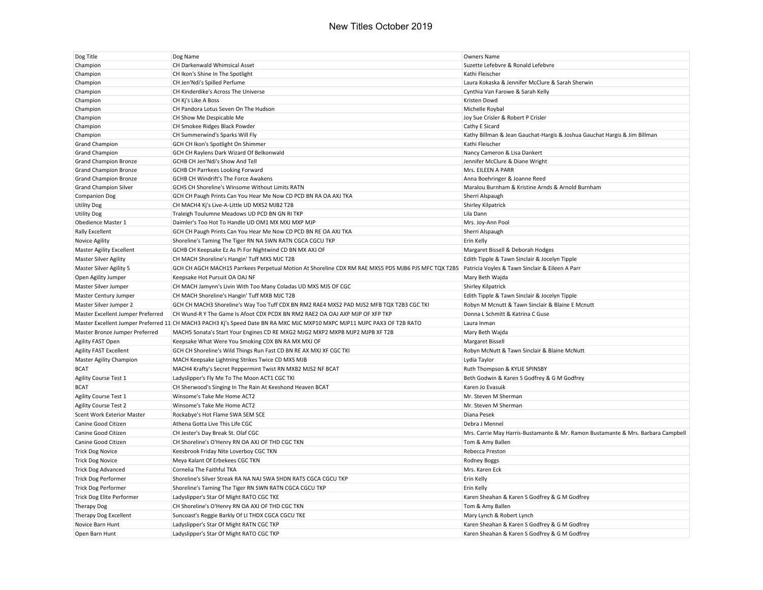# New Titles October 2019

| Dog Title | Dog Name | Owners Name |
|---|---|---|
| Champion | CH Darkenwald Whimsical Asset | Suzette Lefebvre & Ronald Lefebvre |
| Champion | CH Ikon's Shine In The Spotlight | Kathi Fleischer |
| Champion | CH Jen'Ndi's Spilled Perfume | Laura Kokaska & Jennifer McClure & Sarah Sherwin |
| Champion | CH Kinderdike's Across The Universe | Cynthia Van Farowe & Sarah Kelly |
| Champion | CH Kj's Like A Boss | Kristen Dowd |
| Champion | CH Pandora Lotus Seven On The Hudson | Michelle Roybal |
| Champion | CH Show Me Despicable Me | Joy Sue Crisler & Robert P Crisler |
| Champion | CH Smokee Ridges Black Powder | Cathy E Sicard |
| Champion | CH Summerwind's Sparks Will Fly | Kathy Billman & Jean Gauchat-Hargis & Joshua Gauchat Hargis & Jim Billman |
| Grand Champion | GCH CH Ikon's Spotlight On Shimmer | Kathi Fleischer |
| Grand Champion | GCH CH Raylens Dark Wizard Of Belkonwald | Nancy Cameron & Lisa Dankert |
| Grand Champion Bronze | GCHB CH Jen'Ndi's Show And Tell | Jennifer McClure & Diane Wright |
| Grand Champion Bronze | GCHB CH Parrkees Looking Forward | Mrs. EILEEN A PARR |
| Grand Champion Bronze | GCHB CH Windrift's The Force Awakens | Anna Boehringer & Joanne Reed |
| Grand Champion Silver | GCHS CH Shoreline's Winsome Without Limits RATN | Maralou Burnham & Kristine Arnds & Arnold Burnham |
| Companion Dog | GCH CH Paugh Prints Can You Hear Me Now CD PCD BN RA OA AXJ TKA | Sherri Alspaugh |
| Utility Dog | CH MACH4 Kj's Live-A-Little UD MXS2 MJB2 T2B | Shirley Kilpatrick |
| Utility Dog | Traleigh Toulumne Meadows UD PCD BN GN RI TKP | Lila Dann |
| Obedience Master 1 | Daimler's Too Hot To Handle UD OM1 MX MXJ MXP MJP | Mrs. Joy-Ann Pool |
| Rally Excellent | GCH CH Paugh Prints Can You Hear Me Now CD PCD BN RE OA AXJ TKA | Sherri Alspaugh |
| Novice Agility | Shoreline's Taming The Tiger RN NA SWN RATN CGCA CGCU TKP | Erin Kelly |
| Master Agility Excellent | GCHB CH Keepsake Ez As Pi For Nightwind CD BN MX AXJ OF | Margaret Bissell & Deborah Hodges |
| Master Silver Agility | CH MACH Shoreline's Hangin' Tuff MXS MJC T2B | Edith Tipple & Tawn Sinclair & Jocelyn Tipple |
| Master Silver Agility 5 | GCH CH AGCH MACH15 Parrkees Perpetual Motion At Shoreline CDX RM RAE MXS5 PDS MJB6 PJS MFC TQX T2B5 | Patricia Voyles & Tawn Sinclair & Eileen A Parr |
| Open Agility Jumper | Keepsake Hot Pursuit OA OAJ NF | Mary Beth Wajda |
| Master Silver Jumper | CH MACH Jamynn's Livin With Too Many Coladas UD MXS MJS OF CGC | Shirley Kilpatrick |
| Master Century Jumper | CH MACH Shoreline's Hangin' Tuff MXB MJC T2B | Edith Tipple & Tawn Sinclair & Jocelyn Tipple |
| Master Silver Jumper 2 | GCH CH MACH3 Shoreline's Way Too Tuff CDX BN RM2 RAE4 MXS2 PAD MJS2 MFB TQX T2B3 CGC TKI | Robyn M Mcnutt & Tawn Sinclair & Blaine E Mcnutt |
| Master Excellent Jumper Preferred | CH Wund-R Y The Game Is Afoot CDX PCDX BN RM2 RAE2 OA OAJ AXP MJP OF XFP TKP | Donna L Schmitt & Katrina C Guse |
| Master Excellent Jumper Preferred 11 | CH MACH3 PACH3 Kj's Speed Date BN RA MXC MJC MXP10 MXPC MJP11 MJPC PAX3 OF T2B RATO | Laura Inman |
| Master Bronze Jumper Preferred | MACH5 Sonata's Start Your Engines CD RE MXG2 MJG2 MXP2 MXPB MJP2 MJPB XF T2B | Mary Beth Wajda |
| Agility FAST Open | Keepsake What Were You Smoking CDX BN RA MX MXJ OF | Margaret Bissell |
| Agility FAST Excellent | GCH CH Shoreline's Wild Things Run Fast CD BN RE AX MXJ XF CGC TKI | Robyn McNutt & Tawn Sinclair & Blaine McNutt |
| Master Agility Champion | MACH Keepsake Lightning Strikes Twice CD MXS MJB | Lydia Taylor |
| BCAT | MACH4 Krafty's Secret Peppermint Twist RN MXB2 MJS2 NF BCAT | Ruth Thompson & KYLIE SPINSBY |
| Agility Course Test 1 | Ladyslipper's Fly Me To The Moon ACT1 CGC TKI | Beth Godwin & Karen S Godfrey & G M Godfrey |
| BCAT | CH Sherwood's Singing In The Rain At Keeshond Heaven BCAT | Karen Jo Evasuik |
| Agility Course Test 1 | Winsome's Take Me Home ACT2 | Mr. Steven M Sherman |
| Agility Course Test 2 | Winsome's Take Me Home ACT2 | Mr. Steven M Sherman |
| Scent Work Exterior Master | Rockabye's Hot Flame SWA SEM SCE | Diana Pesek |
| Canine Good Citizen | Athena Gotta Live This Life CGC | Debra J Mennel |
| Canine Good Citizen | CH Jester's Day Break St. Olaf CGC | Mrs. Carrie May Harris-Bustamante & Mr. Ramon Bustamante & Mrs. Barbara Campbell |
| Canine Good Citizen | CH Shoreline's O'Henry RN OA AXJ OF THD CGC TKN | Tom & Amy Ballen |
| Trick Dog Novice | Keesbrook Friday Nite Loverboy CGC TKN | Rebecca Preston |
| Trick Dog Novice | Meya Kalant Of Erbekees CGC TKN | Rodney Boggs |
| Trick Dog Advanced | Cornelia The Faithful TKA | Mrs. Karen Eck |
| Trick Dog Performer | Shoreline's Silver Streak RA NA NAJ SWA SHDN RATS CGCA CGCU TKP | Erin Kelly |
| Trick Dog Performer | Shoreline's Taming The Tiger RN SWN RATN CGCA CGCU TKP | Erin Kelly |
| Trick Dog Elite Performer | Ladyslipper's Star Of Might RATO CGC TKE | Karen Sheahan & Karen S Godfrey & G M Godfrey |
| Therapy Dog | CH Shoreline's O'Henry RN OA AXJ OF THD CGC TKN | Tom & Amy Ballen |
| Therapy Dog Excellent | Suncoast's Reggie Barkly Of LI THDX CGCA CGCU TKE | Mary Lynch & Robert Lynch |
| Novice Barn Hunt | Ladyslipper's Star Of Might RATN CGC TKP | Karen Sheahan & Karen S Godfrey & G M Godfrey |
| Open Barn Hunt | Ladyslipper's Star Of Might RATO CGC TKP | Karen Sheahan & Karen S Godfrey & G M Godfrey |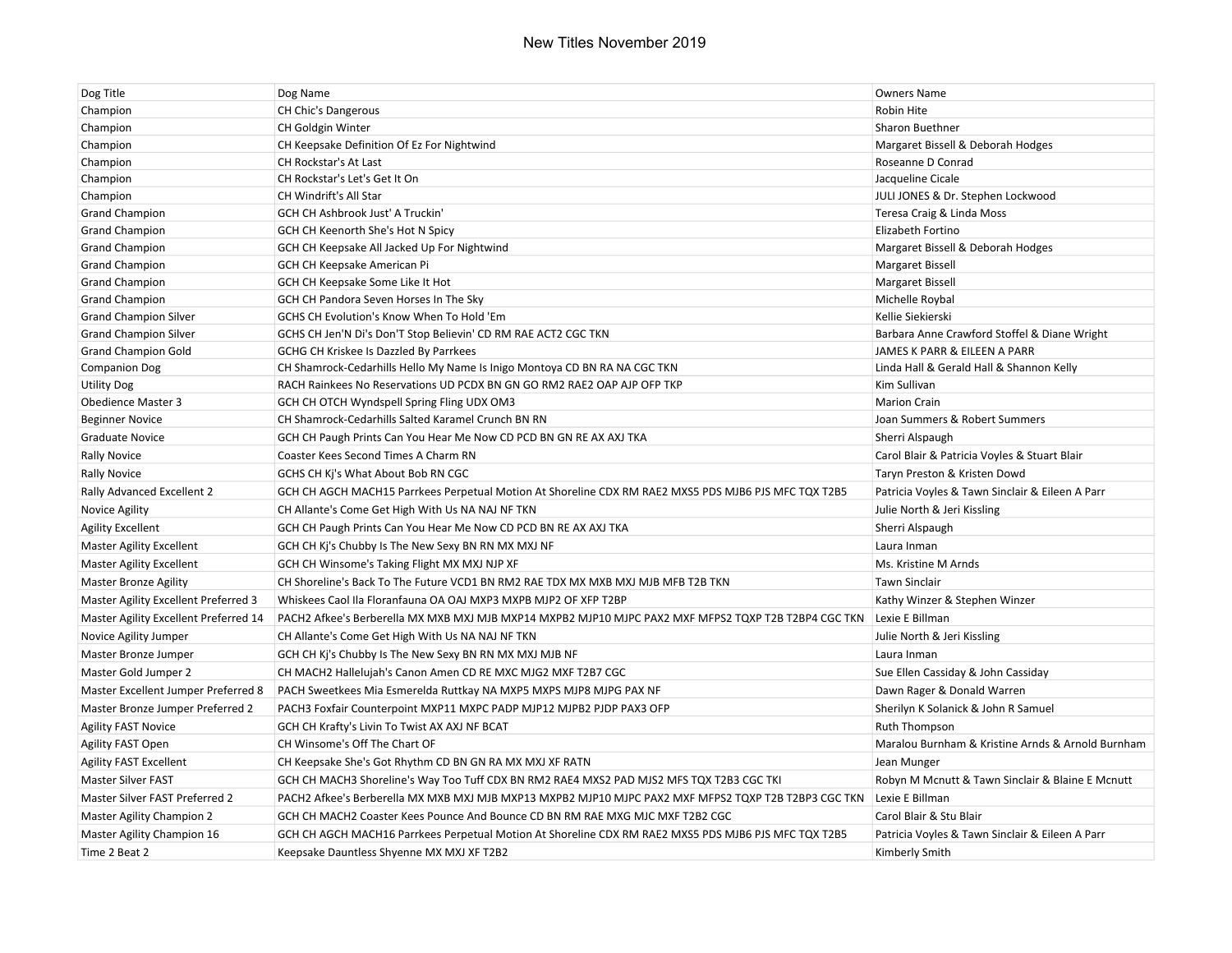# New Titles November 2019

| Dog Title | Dog Name | Owners Name |
|---|---|---|
| Champion | CH Chic's Dangerous | Robin Hite |
| Champion | CH Goldgin Winter | Sharon Buethner |
| Champion | CH Keepsake Definition Of Ez For Nightwind | Margaret Bissell & Deborah Hodges |
| Champion | CH Rockstar's At Last | Roseanne D Conrad |
| Champion | CH Rockstar's Let's Get It On | Jacqueline Cicale |
| Champion | CH Windrift's All Star | JULI JONES & Dr. Stephen Lockwood |
| Grand Champion | GCH CH Ashbrook Just' A Truckin' | Teresa Craig & Linda Moss |
| Grand Champion | GCH CH Keenorth She's Hot N Spicy | Elizabeth Fortino |
| Grand Champion | GCH CH Keepsake All Jacked Up For Nightwind | Margaret Bissell & Deborah Hodges |
| Grand Champion | GCH CH Keepsake American Pi | Margaret Bissell |
| Grand Champion | GCH CH Keepsake Some Like It Hot | Margaret Bissell |
| Grand Champion | GCH CH Pandora Seven Horses In The Sky | Michelle Roybal |
| Grand Champion Silver | GCHS CH Evolution's Know When To Hold 'Em | Kellie Siekierski |
| Grand Champion Silver | GCHS CH Jen'N Di's Don'T Stop Believin' CD RM RAE ACT2 CGC TKN | Barbara Anne Crawford Stoffel & Diane Wright |
| Grand Champion Gold | GCHG CH Kriskee Is Dazzled By Parrkees | JAMES K PARR & EILEEN A PARR |
| Companion Dog | CH Shamrock-Cedarhills Hello My Name Is Inigo Montoya CD BN RA NA CGC TKN | Linda Hall & Gerald Hall & Shannon Kelly |
| Utility Dog | RACH Rainkees No Reservations UD PCDX BN GN GO RM2 RAE2 OAP AJP OFP TKP | Kim Sullivan |
| Obedience Master 3 | GCH CH OTCH Wyndspell Spring Fling UDX OM3 | Marion Crain |
| Beginner Novice | CH Shamrock-Cedarhills Salted Karamel Crunch BN RN | Joan Summers & Robert Summers |
| Graduate Novice | GCH CH Paugh Prints Can You Hear Me Now CD PCD BN GN RE AX AXJ TKA | Sherri Alspaugh |
| Rally Novice | Coaster Kees Second Times A Charm RN | Carol Blair & Patricia Voyles & Stuart Blair |
| Rally Novice | GCHS CH Kj's What About Bob RN CGC | Taryn Preston & Kristen Dowd |
| Rally Advanced Excellent 2 | GCH CH AGCH MACH15 Parrkees Perpetual Motion At Shoreline CDX RM RAE2 MXS5 PDS MJB6 PJS MFC TQX T2B5 | Patricia Voyles & Tawn Sinclair & Eileen A Parr |
| Novice Agility | CH Allante's Come Get High With Us NA NAJ NF TKN | Julie North & Jeri Kissling |
| Agility Excellent | GCH CH Paugh Prints Can You Hear Me Now CD PCD BN RE AX AXJ TKA | Sherri Alspaugh |
| Master Agility Excellent | GCH CH Kj's Chubby Is The New Sexy BN RN MX MXJ NF | Laura Inman |
| Master Agility Excellent | GCH CH Winsome's Taking Flight MX MXJ NJP XF | Ms. Kristine M Arnds |
| Master Bronze Agility | CH Shoreline's Back To The Future VCD1 BN RM2 RAE TDX MX MXB MXJ MJB MFB T2B TKN | Tawn Sinclair |
| Master Agility Excellent Preferred 3 | Whiskees Caol Ila Floranfauna OA OAJ MXP3 MXPB MJP2 OF XFP T2BP | Kathy Winzer & Stephen Winzer |
| Master Agility Excellent Preferred 14 | PACH2 Afkee's Berberella MX MXB MXJ MJB MXP14 MXPB2 MJP10 MJPC PAX2 MXF MFPS2 TQXP T2B T2BP4 CGC TKN | Lexie E Billman |
| Novice Agility Jumper | CH Allante's Come Get High With Us NA NAJ NF TKN | Julie North & Jeri Kissling |
| Master Bronze Jumper | GCH CH Kj's Chubby Is The New Sexy BN RN MX MXJ MJB NF | Laura Inman |
| Master Gold Jumper 2 | CH MACH2 Hallelujah's Canon Amen CD RE MXC MJG2 MXF T2B7 CGC | Sue Ellen Cassiday & John Cassiday |
| Master Excellent Jumper Preferred 8 | PACH Sweetkees Mia Esmerelda Ruttkay NA MXP5 MXPS MJP8 MJPG PAX NF | Dawn Rager & Donald Warren |
| Master Bronze Jumper Preferred 2 | PACH3 Foxfair Counterpoint MXP11 MXPC PADP MJP12 MJPB2 PJDP PAX3 OFP | Sherilyn K Solanick & John R Samuel |
| Agility FAST Novice | GCH CH Krafty's Livin To Twist AX AXJ NF BCAT | Ruth Thompson |
| Agility FAST Open | CH Winsome's Off The Chart OF | Maralou Burnham & Kristine Arnds & Arnold Burnham |
| Agility FAST Excellent | CH Keepsake She's Got Rhythm CD BN GN RA MX MXJ XF RATN | Jean Munger |
| Master Silver FAST | GCH CH MACH3 Shoreline's Way Too Tuff CDX BN RM2 RAE4 MXS2 PAD MJS2 MFS TQX T2B3 CGC TKI | Robyn M Mcnutt & Tawn Sinclair & Blaine E Mcnutt |
| Master Silver FAST Preferred 2 | PACH2 Afkee's Berberella MX MXB MXJ MJB MXP13 MXPB2 MJP10 MJPC PAX2 MXF MFPS2 TQXP T2B T2BP3 CGC TKN | Lexie E Billman |
| Master Agility Champion 2 | GCH CH MACH2 Coaster Kees Pounce And Bounce CD BN RM RAE MXG MJC MXF T2B2 CGC | Carol Blair & Stu Blair |
| Master Agility Champion 16 | GCH CH AGCH MACH16 Parrkees Perpetual Motion At Shoreline CDX RM RAE2 MXS5 PDS MJB6 PJS MFC TQX T2B5 | Patricia Voyles & Tawn Sinclair & Eileen A Parr |
| Time 2 Beat 2 | Keepsake Dauntless Shyenne MX MXJ XF T2B2 | Kimberly Smith |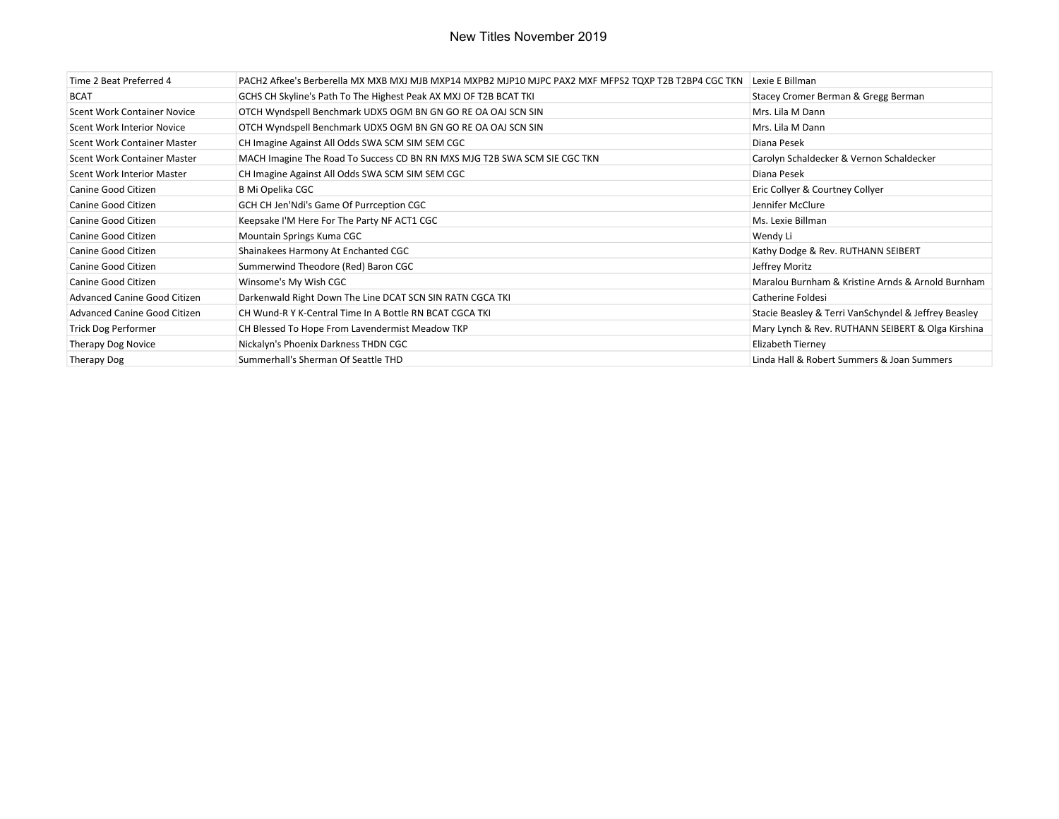# New Titles November 2019

| | | |
|---|---|---|
| Time 2 Beat Preferred 4 | PACH2 Afkee's Berberella MX MXB MXJ MJB MXP14 MXPB2 MJP10 MJPC PAX2 MXF MFPS2 TQXP T2B T2BP4 CGC TKN | Lexie E Billman |
| BCAT | GCHS CH Skyline's Path To The Highest Peak AX MXJ OF T2B BCAT TKI | Stacey Cromer Berman & Gregg Berman |
| Scent Work Container Novice | OTCH Wyndspell Benchmark UDX5 OGM BN GN GO RE OA OAJ SCN SIN | Mrs. Lila M Dann |
| Scent Work Interior Novice | OTCH Wyndspell Benchmark UDX5 OGM BN GN GO RE OA OAJ SCN SIN | Mrs. Lila M Dann |
| Scent Work Container Master | CH Imagine Against All Odds SWA SCM SIM SEM CGC | Diana Pesek |
| Scent Work Container Master | MACH Imagine The Road To Success CD BN RN MXS MJG T2B SWA SCM SIE CGC TKN | Carolyn Schaldecker & Vernon Schaldecker |
| Scent Work Interior Master | CH Imagine Against All Odds SWA SCM SIM SEM CGC | Diana Pesek |
| Canine Good Citizen | B Mi Opelika CGC | Eric Collyer & Courtney Collyer |
| Canine Good Citizen | GCH CH Jen'Ndi's Game Of Purrception CGC | Jennifer McClure |
| Canine Good Citizen | Keepsake I'M Here For The Party NF ACT1 CGC | Ms. Lexie Billman |
| Canine Good Citizen | Mountain Springs Kuma CGC | Wendy Li |
| Canine Good Citizen | Shainakees Harmony At Enchanted CGC | Kathy Dodge & Rev. RUTHANN SEIBERT |
| Canine Good Citizen | Summerwind Theodore (Red) Baron CGC | Jeffrey Moritz |
| Canine Good Citizen | Winsome's My Wish CGC | Maralou Burnham & Kristine Arnds & Arnold Burnham |
| Advanced Canine Good Citizen | Darkenwald Right Down The Line DCAT SCN SIN RATN CGCA TKI | Catherine Foldesi |
| Advanced Canine Good Citizen | CH Wund-R Y K-Central Time In A Bottle RN BCAT CGCA TKI | Stacie Beasley & Terri VanSchyndel & Jeffrey Beasley |
| Trick Dog Performer | CH Blessed To Hope From Lavendermist Meadow TKP | Mary Lynch & Rev. RUTHANN SEIBERT & Olga Kirshina |
| Therapy Dog Novice | Nickalyn's Phoenix Darkness THDN CGC | Elizabeth Tierney |
| Therapy Dog | Summerhall's Sherman Of Seattle THD | Linda Hall & Robert Summers & Joan Summers |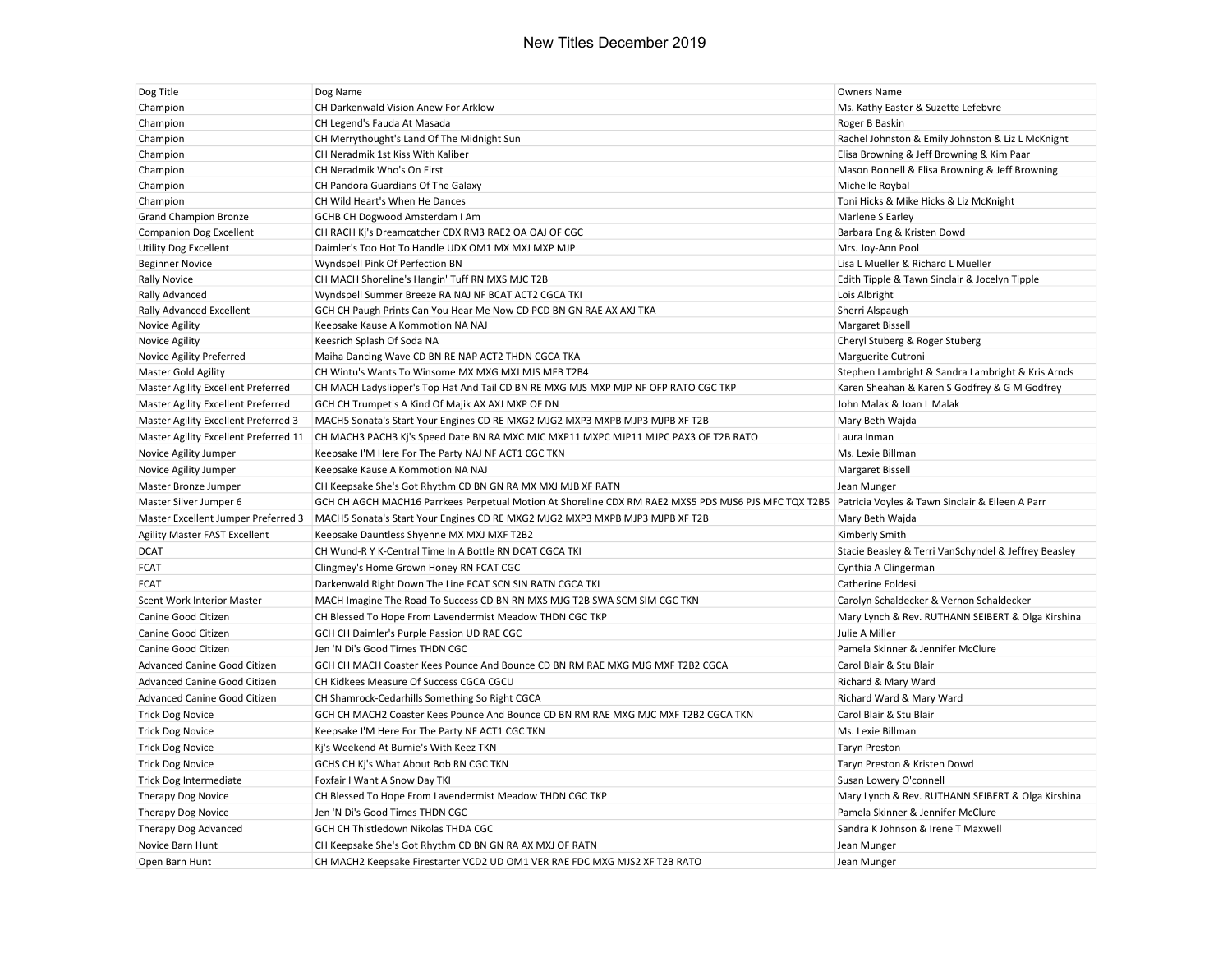# New Titles December 2019

| Dog Title | Dog Name | Owners Name |
|---|---|---|
| Champion | CH Darkenwald Vision Anew For Arklow | Ms. Kathy Easter & Suzette Lefebvre |
| Champion | CH Legend's Fauda At Masada | Roger B Baskin |
| Champion | CH Merrythought's Land Of The Midnight Sun | Rachel Johnston & Emily Johnston & Liz L McKnight |
| Champion | CH Neradmik 1st Kiss With Kaliber | Elisa Browning & Jeff Browning & Kim Paar |
| Champion | CH Neradmik Who's On First | Mason Bonnell & Elisa Browning & Jeff Browning |
| Champion | CH Pandora Guardians Of The Galaxy | Michelle Roybal |
| Champion | CH Wild Heart's When He Dances | Toni Hicks & Mike Hicks & Liz McKnight |
| Grand Champion Bronze | GCHB CH Dogwood Amsterdam I Am | Marlene S Earley |
| Companion Dog Excellent | CH RACH Kj's Dreamcatcher CDX RM3 RAE2 OA OAJ OF CGC | Barbara Eng & Kristen Dowd |
| Utility Dog Excellent | Daimler's Too Hot To Handle UDX OM1 MX MXJ MXP MJP | Mrs. Joy-Ann Pool |
| Beginner Novice | Wyndspell Pink Of Perfection BN | Lisa L Mueller & Richard L Mueller |
| Rally Novice | CH MACH Shoreline's Hangin' Tuff RN MXS MJC T2B | Edith Tipple & Tawn Sinclair & Jocelyn Tipple |
| Rally Advanced | Wyndspell Summer Breeze RA NAJ NF BCAT ACT2 CGCA TKI | Lois Albright |
| Rally Advanced Excellent | GCH CH Paugh Prints Can You Hear Me Now CD PCD BN GN RAE AX AXJ TKA | Sherri Alspaugh |
| Novice Agility | Keepsake Kause A Kommotion NA NAJ | Margaret Bissell |
| Novice Agility | Keesrich Splash Of Soda NA | Cheryl Stuberg & Roger Stuberg |
| Novice Agility Preferred | Maiha Dancing Wave CD BN RE NAP ACT2 THDN CGCA TKA | Marguerite Cutroni |
| Master Gold Agility | CH Wintu's Wants To Winsome MX MXG MXJ MJS MFB T2B4 | Stephen Lambright & Sandra Lambright & Kris Arnds |
| Master Agility Excellent Preferred | CH MACH Ladyslipper's Top Hat And Tail CD BN RE MXG MJS MXP MJP NF OFP RATO CGC TKP | Karen Sheahan & Karen S Godfrey & G M Godfrey |
| Master Agility Excellent Preferred | GCH CH Trumpet's A Kind Of Majik AX AXJ MXP OF DN | John Malak & Joan L Malak |
| Master Agility Excellent Preferred 3 | MACH5 Sonata's Start Your Engines CD RE MXG2 MJG2 MXP3 MXPB MJP3 MJPB XF T2B | Mary Beth Wajda |
| Master Agility Excellent Preferred 11 | CH MACH3 PACH3 Kj's Speed Date BN RA MXC MJC MXP11 MXPC MJP11 MJPC PAX3 OF T2B RATO | Laura Inman |
| Novice Agility Jumper | Keepsake I'M Here For The Party NAJ NF ACT1 CGC TKN | Ms. Lexie Billman |
| Novice Agility Jumper | Keepsake Kause A Kommotion NA NAJ | Margaret Bissell |
| Master Bronze Jumper | CH Keepsake She's Got Rhythm CD BN GN RA MX MXJ MJB XF RATN | Jean Munger |
| Master Silver Jumper 6 | GCH CH AGCH MACH16 Parrkees Perpetual Motion At Shoreline CDX RM RAE2 MXS5 PDS MJS6 PJS MFC TQX T2B5 | Patricia Voyles & Tawn Sinclair & Eileen A Parr |
| Master Excellent Jumper Preferred 3 | MACH5 Sonata's Start Your Engines CD RE MXG2 MJG2 MXP3 MXPB MJP3 MJPB XF T2B | Mary Beth Wajda |
| Agility Master FAST Excellent | Keepsake Dauntless Shyenne MX MXJ MXF T2B2 | Kimberly Smith |
| DCAT | CH Wund-R Y K-Central Time In A Bottle RN DCAT CGCA TKI | Stacie Beasley & Terri VanSchyndel & Jeffrey Beasley |
| FCAT | Clingmey's Home Grown Honey RN FCAT CGC | Cynthia A Clingerman |
| FCAT | Darkenwald Right Down The Line FCAT SCN SIN RATN CGCA TKI | Catherine Foldesi |
| Scent Work Interior Master | MACH Imagine The Road To Success CD BN RN MXS MJG T2B SWA SCM SIM CGC TKN | Carolyn Schaldecker & Vernon Schaldecker |
| Canine Good Citizen | CH Blessed To Hope From Lavendermist Meadow THDN CGC TKP | Mary Lynch & Rev. RUTHANN SEIBERT & Olga Kirshina |
| Canine Good Citizen | GCH CH Daimler's Purple Passion UD RAE CGC | Julie A Miller |
| Canine Good Citizen | Jen 'N Di's Good Times THDN CGC | Pamela Skinner & Jennifer McClure |
| Advanced Canine Good Citizen | GCH CH MACH Coaster Kees Pounce And Bounce CD BN RM RAE MXG MJG MXF T2B2 CGCA | Carol Blair & Stu Blair |
| Advanced Canine Good Citizen | CH Kidkees Measure Of Success CGCA CGCU | Richard & Mary Ward |
| Advanced Canine Good Citizen | CH Shamrock-Cedarhills Something So Right CGCA | Richard Ward & Mary Ward |
| Trick Dog Novice | GCH CH MACH2 Coaster Kees Pounce And Bounce CD BN RM RAE MXG MJC MXF T2B2 CGCA TKN | Carol Blair & Stu Blair |
| Trick Dog Novice | Keepsake I'M Here For The Party NF ACT1 CGC TKN | Ms. Lexie Billman |
| Trick Dog Novice | Kj's Weekend At Burnie's With Keez TKN | Taryn Preston |
| Trick Dog Novice | GCHS CH Kj's What About Bob RN CGC TKN | Taryn Preston & Kristen Dowd |
| Trick Dog Intermediate | Foxfair I Want A Snow Day TKI | Susan Lowery O'connell |
| Therapy Dog Novice | CH Blessed To Hope From Lavendermist Meadow THDN CGC TKP | Mary Lynch & Rev. RUTHANN SEIBERT & Olga Kirshina |
| Therapy Dog Novice | Jen 'N Di's Good Times THDN CGC | Pamela Skinner & Jennifer McClure |
| Therapy Dog Advanced | GCH CH Thistledown Nikolas THDA CGC | Sandra K Johnson & Irene T Maxwell |
| Novice Barn Hunt | CH Keepsake She's Got Rhythm CD BN GN RA AX MXJ OF RATN | Jean Munger |
| Open Barn Hunt | CH MACH2 Keepsake Firestarter VCD2 UD OM1 VER RAE FDC MXG MJS2 XF T2B RATO | Jean Munger |